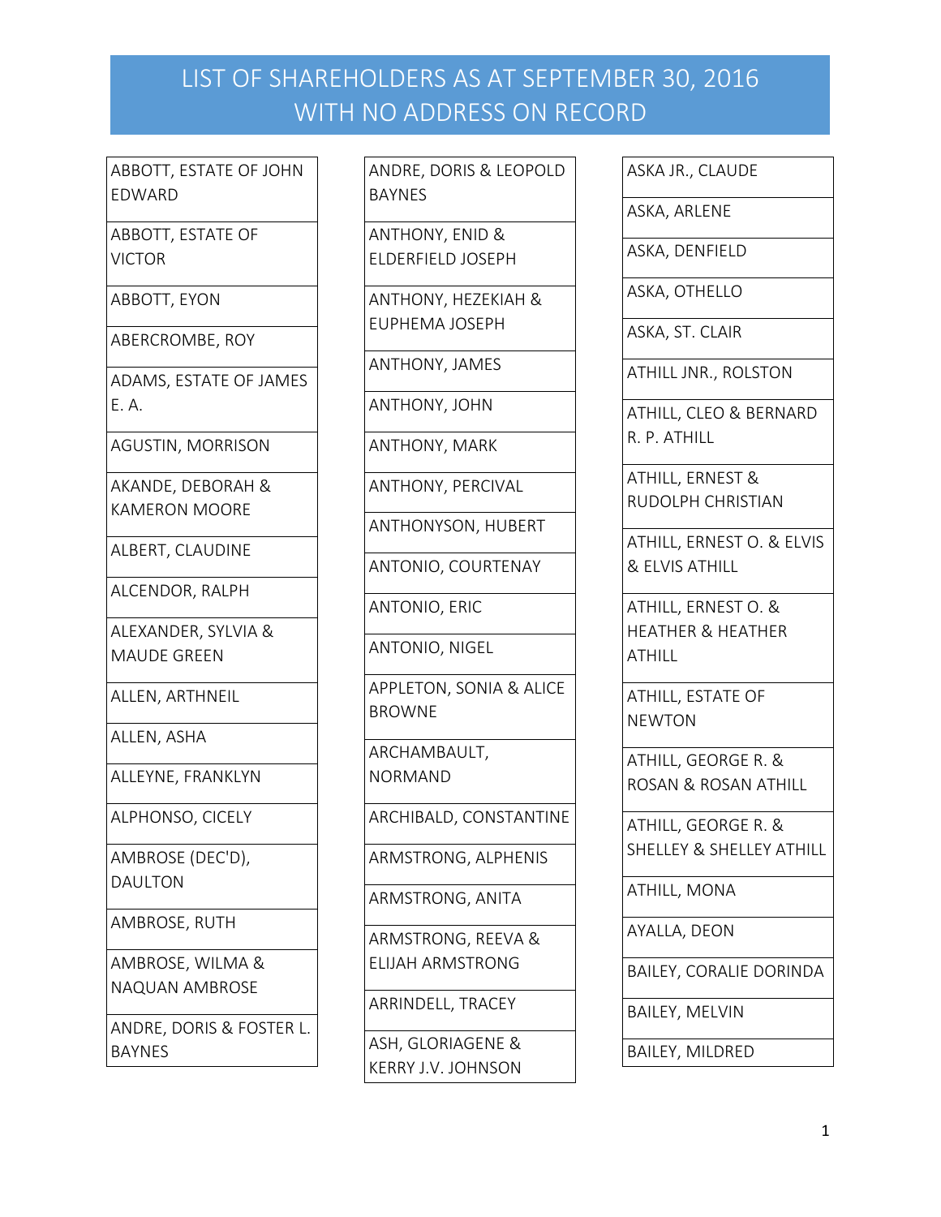# LIST OF SHAREHOLDERS AS AT SEPTEMBER 30, 2016 WITH NO ADDRESS ON RECORD

- ABBOTT, ESTATE OF JOHN EDWARD
- ABBOTT, ESTATE OF VICTOR
- ABBOTT, EYON
- ABERCROMBE, ROY
- ADAMS, ESTATE OF JAMES E. A.
- AGUSTIN, MORRISON
- AKANDE, DEBORAH & KAMERON MOORE
- ALBERT, CLAUDINE
- ALCENDOR, RALPH
- ALEXANDER, SYLVIA & MAUDE GREEN
- ALLEN, ARTHNEIL
- ALLEN, ASHA
- ALLEYNE, FRANKLYN
- ALPHONSO, CICELY
- AMBROSE (DEC'D), DAULTON
- AMBROSE, RUTH
- AMBROSE, WILMA & NAQUAN AMBROSE
- ANDRE, DORIS & FOSTER L. BAYNES
- ANDRE, DORIS & LEOPOLD BAYNES
- ANTHONY, ENID & ELDERFIELD JOSEPH
- ANTHONY, HEZEKIAH & EUPHEMA JOSEPH
- ANTHONY, JAMES
- ANTHONY, JOHN
- ANTHONY, MARK
- ANTHONY, PERCIVAL
- ANTHONYSON, HUBERT
- ANTONIO, COURTENAY
- ANTONIO, ERIC
- ANTONIO, NIGEL
- APPLETON, SONIA & ALICE BROWNE
- ARCHAMBAULT, NORMAND
- ARCHIBALD, CONSTANTINE
- ARMSTRONG, ALPHENIS
- ARMSTRONG, ANITA
- ARMSTRONG, REEVA & ELIJAH ARMSTRONG
- ARRINDELL, TRACEY
- ASH, GLORIAGENE & KERRY J.V. JOHNSON
- ASKA JR., CLAUDE
- ASKA, ARLENE
- ASKA, DENFIELD
- ASKA, OTHELLO
- ASKA, ST. CLAIR
- ATHILL JNR., ROLSTON
- ATHILL, CLEO & BERNARD R. P. ATHILL
- ATHILL, ERNEST & RUDOLPH CHRISTIAN
- ATHILL, ERNEST O. & ELVIS & ELVIS ATHILL
- ATHILL, ERNEST O. & HEATHER & HEATHER ATHILL
- ATHILL, ESTATE OF NEWTON
- ATHILL, GEORGE R. & ROSAN & ROSAN ATHILL
- ATHILL, GEORGE R. & SHELLEY & SHELLEY ATHILL
- ATHILL, MONA
- AYALLA, DEON
- BAILEY, CORALIE DORINDA
- BAILEY, MELVIN
- BAILEY, MILDRED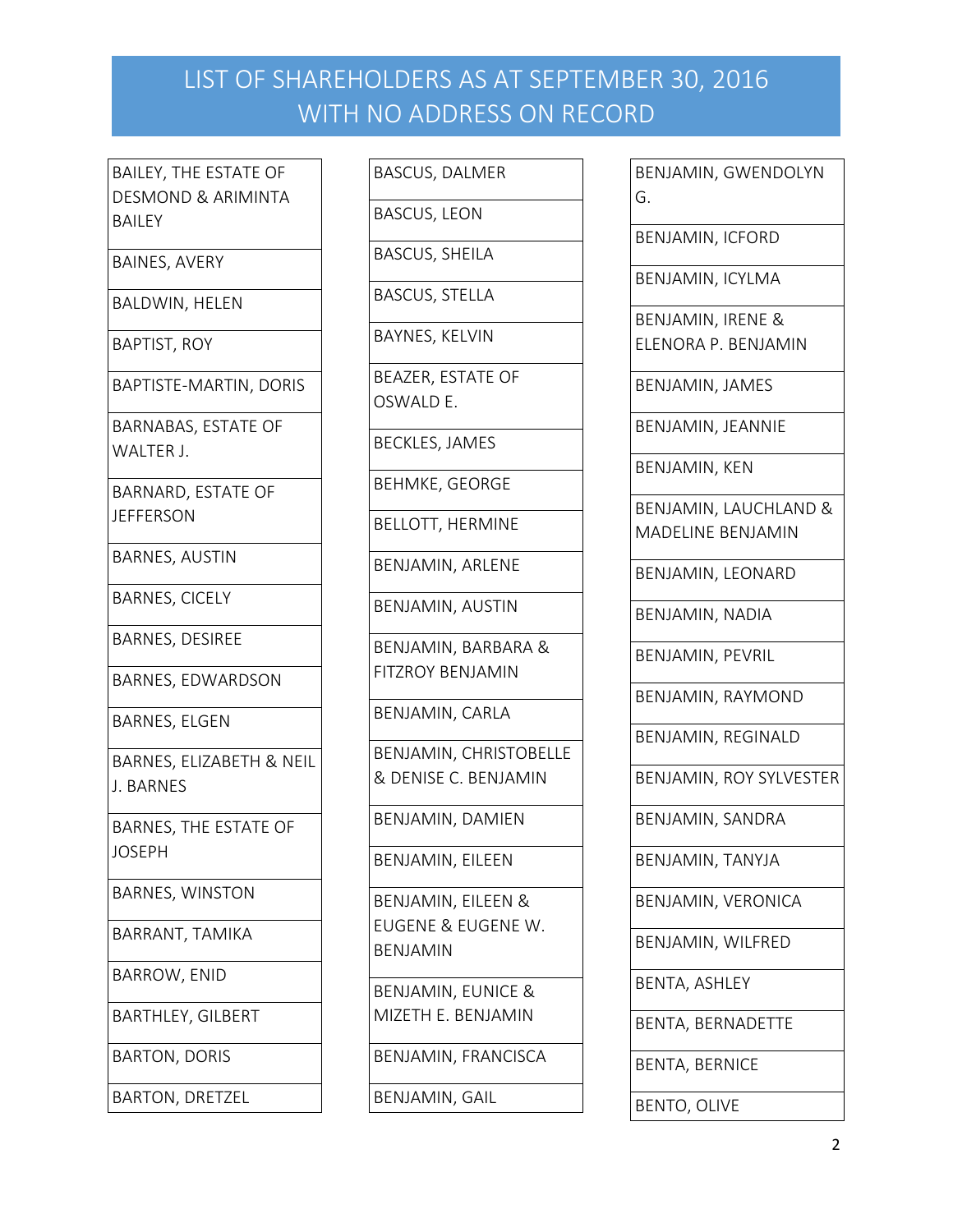# LIST OF SHAREHOLDERS AS AT SEPTEMBER 30, 2016 WITH NO ADDRESS ON RECORD

- BAILEY, THE ESTATE OF DESMOND & ARIMINTA BAILEY
- BAINES, AVERY
- BALDWIN, HELEN
- BAPTIST, ROY
- BAPTISTE-MARTIN, DORIS
- BARNABAS, ESTATE OF WALTER J.
- BARNARD, ESTATE OF JEFFERSON
- BARNES, AUSTIN
- BARNES, CICELY
- BARNES, DESIREE
- BARNES, EDWARDSON
- BARNES, ELGEN
- BARNES, ELIZABETH & NEIL J. BARNES
- BARNES, THE ESTATE OF JOSEPH
- BARNES, WINSTON
- BARRANT, TAMIKA
- BARROW, ENID
- BARTHLEY, GILBERT
- BARTON, DORIS
- BARTON, DRETZEL
- BASCUS, DALMER
- BASCUS, LEON
- BASCUS, SHEILA
- BASCUS, STELLA
- BAYNES, KELVIN
- BEAZER, ESTATE OF OSWALD E.
- BECKLES, JAMES
- BEHMKE, GEORGE
- BELLOTT, HERMINE
- BENJAMIN, ARLENE
- BENJAMIN, AUSTIN
- BENJAMIN, BARBARA & FITZROY BENJAMIN
- BENJAMIN, CARLA
- BENJAMIN, CHRISTOBELLE & DENISE C. BENJAMIN
- BENJAMIN, DAMIEN
- BENJAMIN, EILEEN
- BENJAMIN, EILEEN & EUGENE & EUGENE W. BENJAMIN
- BENJAMIN, EUNICE & MIZETH E. BENJAMIN
- BENJAMIN, FRANCISCA
- BENJAMIN, GAIL
- BENJAMIN, GWENDOLYN G.
- BENJAMIN, ICFORD
- BENJAMIN, ICYLMA
- BENJAMIN, IRENE & ELENORA P. BENJAMIN
- BENJAMIN, JAMES
- BENJAMIN, JEANNIE
- BENJAMIN, KEN
- BENJAMIN, LAUCHLAND & MADELINE BENJAMIN
- BENJAMIN, LEONARD
- BENJAMIN, NADIA
- BENJAMIN, PEVRIL
- BENJAMIN, RAYMOND
- BENJAMIN, REGINALD
- BENJAMIN, ROY SYLVESTER
- BENJAMIN, SANDRA
- BENJAMIN, TANYJA
- BENJAMIN, VERONICA
- BENJAMIN, WILFRED
- BENTA, ASHLEY
- BENTA, BERNADETTE
- BENTA, BERNICE
- BENTO, OLIVE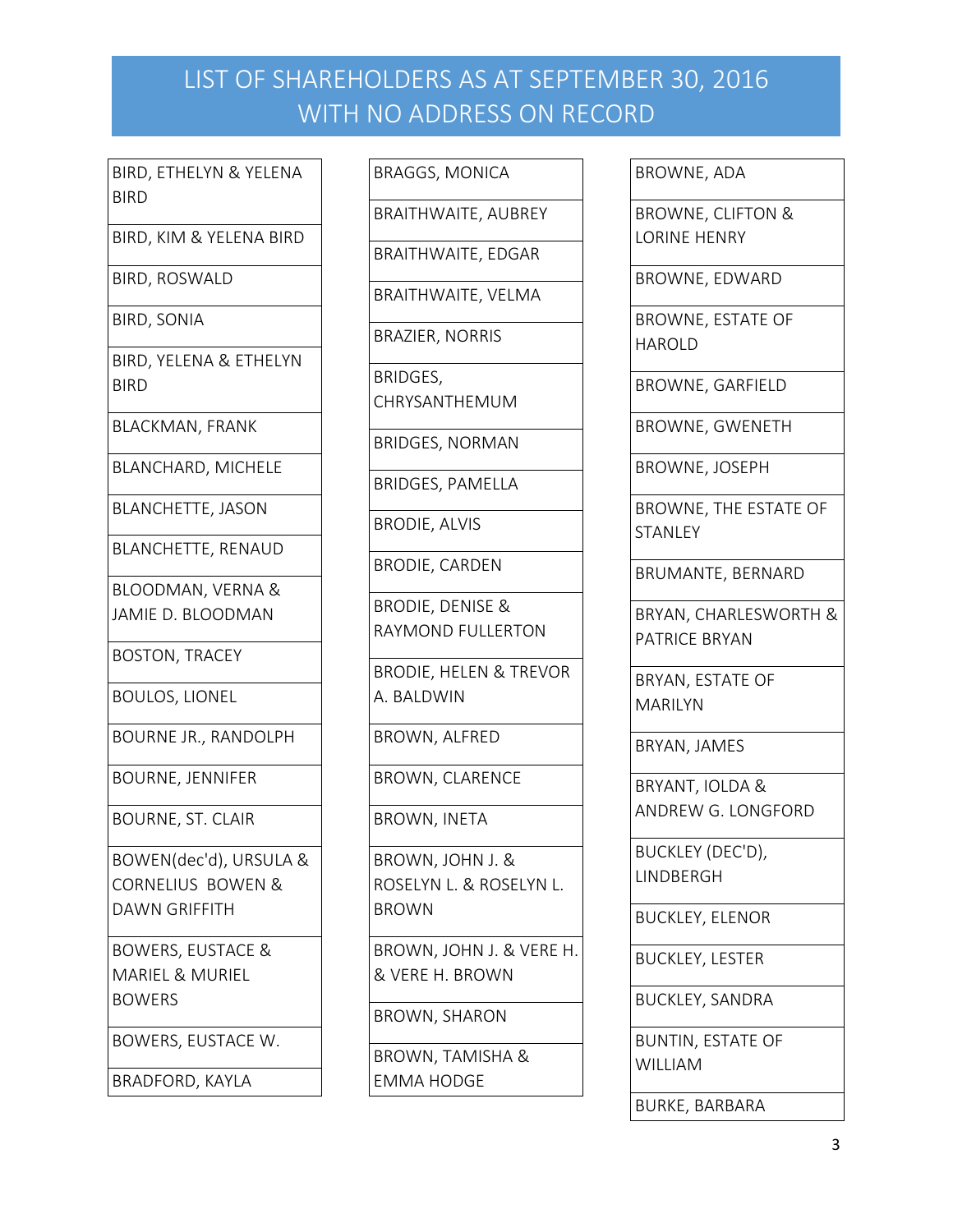# LIST OF SHAREHOLDERS AS AT SEPTEMBER 30, 2016 WITH NO ADDRESS ON RECORD

- BIRD, ETHELYN & YELENA BIRD
- BIRD, KIM & YELENA BIRD
- BIRD, ROSWALD
- BIRD, SONIA
- BIRD, YELENA & ETHELYN BIRD
- BLACKMAN, FRANK
- BLANCHARD, MICHELE
- BLANCHETTE, JASON
- BLANCHETTE, RENAUD
- BLOODMAN, VERNA & JAMIE D. BLOODMAN
- BOSTON, TRACEY
- BOULOS, LIONEL
- BOURNE JR., RANDOLPH
- BOURNE, JENNIFER
- BOURNE, ST. CLAIR
- BOWEN(dec'd), URSULA & CORNELIUS BOWEN & DAWN GRIFFITH
- BOWERS, EUSTACE & MARIEL & MURIEL BOWERS
- BOWERS, EUSTACE W.
- BRADFORD, KAYLA
- BRAGGS, MONICA
- BRAITHWAITE, AUBREY
- BRAITHWAITE, EDGAR
- BRAITHWAITE, VELMA
- BRAZIER, NORRIS
- BRIDGES, CHRYSANTHEMUM
- BRIDGES, NORMAN
- BRIDGES, PAMELLA
- BRODIE, ALVIS
- BRODIE, CARDEN
- BRODIE, DENISE & RAYMOND FULLERTON
- BRODIE, HELEN & TREVOR A. BALDWIN
- BROWN, ALFRED
- BROWN, CLARENCE
- BROWN, INETA
- BROWN, JOHN J. & ROSELYN L. & ROSELYN L. BROWN
- BROWN, JOHN J. & VERE H. & VERE H. BROWN
- BROWN, SHARON
- BROWN, TAMISHA & EMMA HODGE
- BROWNE, ADA
- BROWNE, CLIFTON & LORINE HENRY
- BROWNE, EDWARD
- BROWNE, ESTATE OF HAROLD
- BROWNE, GARFIELD
- BROWNE, GWENETH
- BROWNE, JOSEPH
- BROWNE, THE ESTATE OF STANLEY
- BRUMANTE, BERNARD
- BRYAN, CHARLESWORTH & PATRICE BRYAN
- BRYAN, ESTATE OF MARILYN
- BRYAN, JAMES
- BRYANT, IOLDA & ANDREW G. LONGFORD
- BUCKLEY (DEC'D), LINDBERGH
- BUCKLEY, ELENOR
- BUCKLEY, LESTER
- BUCKLEY, SANDRA
- BUNTIN, ESTATE OF WILLIAM
- BURKE, BARBARA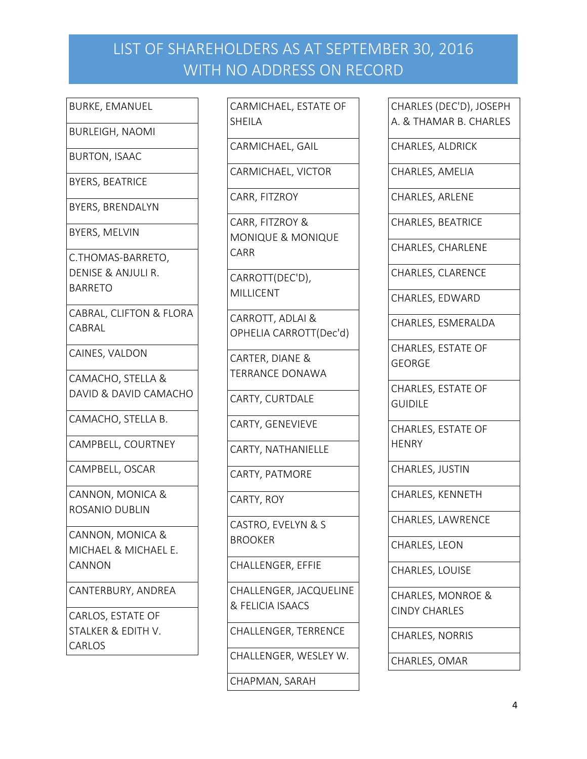# LIST OF SHAREHOLDERS AS AT SEPTEMBER 30, 2016 WITH NO ADDRESS ON RECORD

| |
|---|
| BURKE, EMANUEL |
| BURLEIGH, NAOMI |
| BURTON, ISAAC |
| BYERS, BEATRICE |
| BYERS, BRENDALYN |
| BYERS, MELVIN |
| C.THOMAS-BARRETO, DENISE & ANJULI R. BARRETO |
| CABRAL, CLIFTON & FLORA CABRAL |
| CAINES, VALDON |
| CAMACHO, STELLA & DAVID & DAVID CAMACHO |
| CAMACHO, STELLA B. |
| CAMPBELL, COURTNEY |
| CAMPBELL, OSCAR |
| CANNON, MONICA & ROSANIO DUBLIN |
| CANNON, MONICA & MICHAEL & MICHAEL E. CANNON |
| CANTERBURY, ANDREA |
| CARLOS, ESTATE OF STALKER & EDITH V. CARLOS |
| CARMICHAEL, ESTATE OF SHEILA |
| CARMICHAEL, GAIL |
| CARMICHAEL, VICTOR |
| CARR, FITZROY |
| CARR, FITZROY & MONIQUE & MONIQUE CARR |
| CARROTT(DEC'D), MILLICENT |
| CARROTT, ADLAI & OPHELIA CARROTT(Dec'd) |
| CARTER, DIANE & TERRANCE DONAWA |
| CARTY, CURTDALE |
| CARTY, GENEVIEVE |
| CARTY, NATHANIELLE |
| CARTY, PATMORE |
| CARTY, ROY |
| CASTRO, EVELYN & S BROOKER |
| CHALLENGER, EFFIE |
| CHALLENGER, JACQUELINE & FELICIA ISAACS |
| CHALLENGER, TERRENCE |
| CHALLENGER, WESLEY W. |
| CHAPMAN, SARAH |
| CHARLES (DEC'D), JOSEPH A. & THAMAR B. CHARLES |
| CHARLES, ALDRICK |
| CHARLES, AMELIA |
| CHARLES, ARLENE |
| CHARLES, BEATRICE |
| CHARLES, CHARLENE |
| CHARLES, CLARENCE |
| CHARLES, EDWARD |
| CHARLES, ESMERALDA |
| CHARLES, ESTATE OF GEORGE |
| CHARLES, ESTATE OF GUIDILE |
| CHARLES, ESTATE OF HENRY |
| CHARLES, JUSTIN |
| CHARLES, KENNETH |
| CHARLES, LAWRENCE |
| CHARLES, LEON |
| CHARLES, LOUISE |
| CHARLES, MONROE & CINDY CHARLES |
| CHARLES, NORRIS |
| CHARLES, OMAR |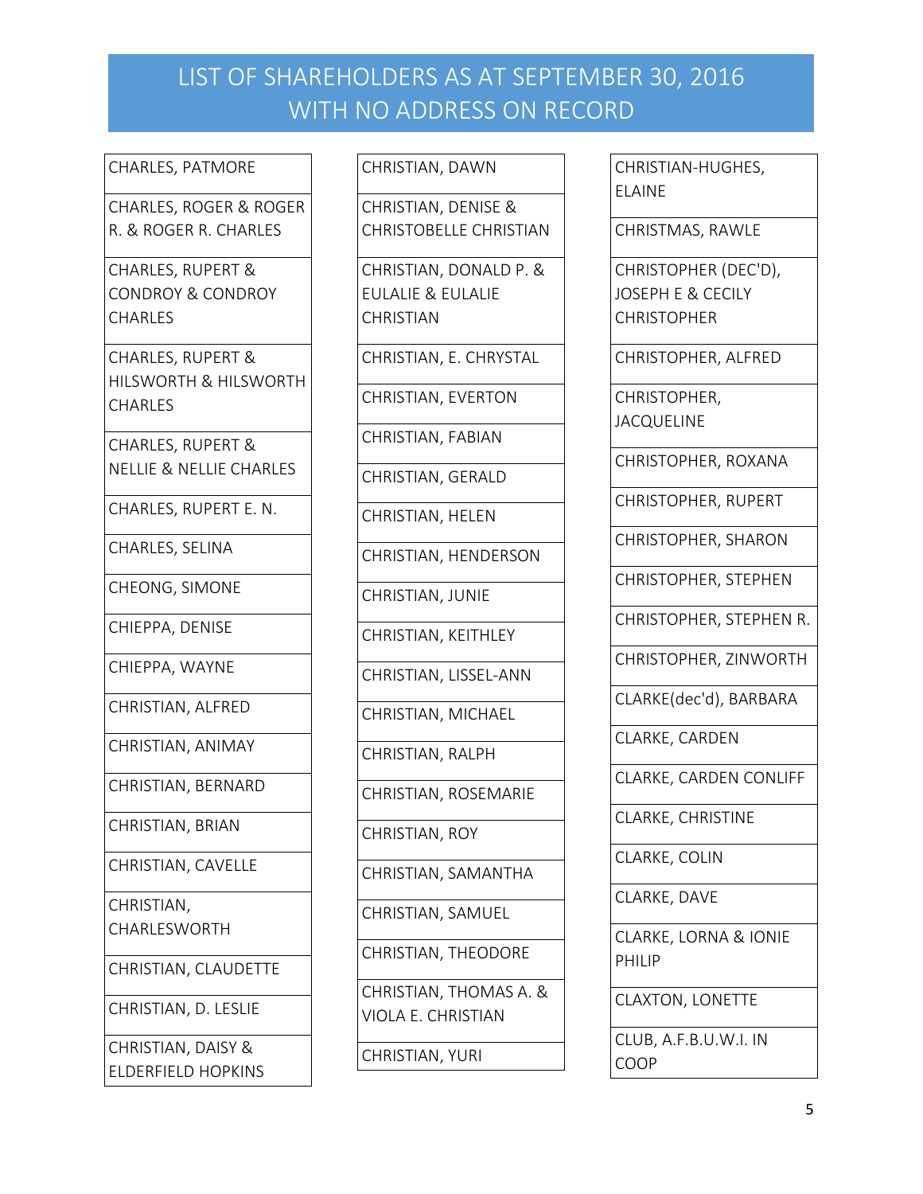# LIST OF SHAREHOLDERS AS AT SEPTEMBER 30, 2016 WITH NO ADDRESS ON RECORD

- CHARLES, PATMORE
- CHARLES, ROGER & ROGER R. & ROGER R. CHARLES
- CHARLES, RUPERT & CONDROY & CONDROY CHARLES
- CHARLES, RUPERT & HILSWORTH & HILSWORTH CHARLES
- CHARLES, RUPERT & NELLIE & NELLIE CHARLES
- CHARLES, RUPERT E. N.
- CHARLES, SELINA
- CHEONG, SIMONE
- CHIEPPA, DENISE
- CHIEPPA, WAYNE
- CHRISTIAN, ALFRED
- CHRISTIAN, ANIMAY
- CHRISTIAN, BERNARD
- CHRISTIAN, BRIAN
- CHRISTIAN, CAVELLE
- CHRISTIAN, CHARLESWORTH
- CHRISTIAN, CLAUDETTE
- CHRISTIAN, D. LESLIE
- CHRISTIAN, DAISY & ELDERFIELD HOPKINS
- CHRISTIAN, DAWN
- CHRISTIAN, DENISE & CHRISTOBELLE CHRISTIAN
- CHRISTIAN, DONALD P. & EULALIE & EULALIE CHRISTIAN
- CHRISTIAN, E. CHRYSTAL
- CHRISTIAN, EVERTON
- CHRISTIAN, FABIAN
- CHRISTIAN, GERALD
- CHRISTIAN, HELEN
- CHRISTIAN, HENDERSON
- CHRISTIAN, JUNIE
- CHRISTIAN, KEITHLEY
- CHRISTIAN, LISSEL-ANN
- CHRISTIAN, MICHAEL
- CHRISTIAN, RALPH
- CHRISTIAN, ROSEMARIE
- CHRISTIAN, ROY
- CHRISTIAN, SAMANTHA
- CHRISTIAN, SAMUEL
- CHRISTIAN, THEODORE
- CHRISTIAN, THOMAS A. & VIOLA E. CHRISTIAN
- CHRISTIAN, YURI
- CHRISTIAN-HUGHES, ELAINE
- CHRISTMAS, RAWLE
- CHRISTOPHER (DEC'D), JOSEPH E & CECILY CHRISTOPHER
- CHRISTOPHER, ALFRED
- CHRISTOPHER, JACQUELINE
- CHRISTOPHER, ROXANA
- CHRISTOPHER, RUPERT
- CHRISTOPHER, SHARON
- CHRISTOPHER, STEPHEN
- CHRISTOPHER, STEPHEN R.
- CHRISTOPHER, ZINWORTH
- CLARKE(dec'd), BARBARA
- CLARKE, CARDEN
- CLARKE, CARDEN CONLIFF
- CLARKE, CHRISTINE
- CLARKE, COLIN
- CLARKE, DAVE
- CLARKE, LORNA & IONIE PHILIP
- CLAXTON, LONETTE
- CLUB, A.F.B.U.W.I. IN COOP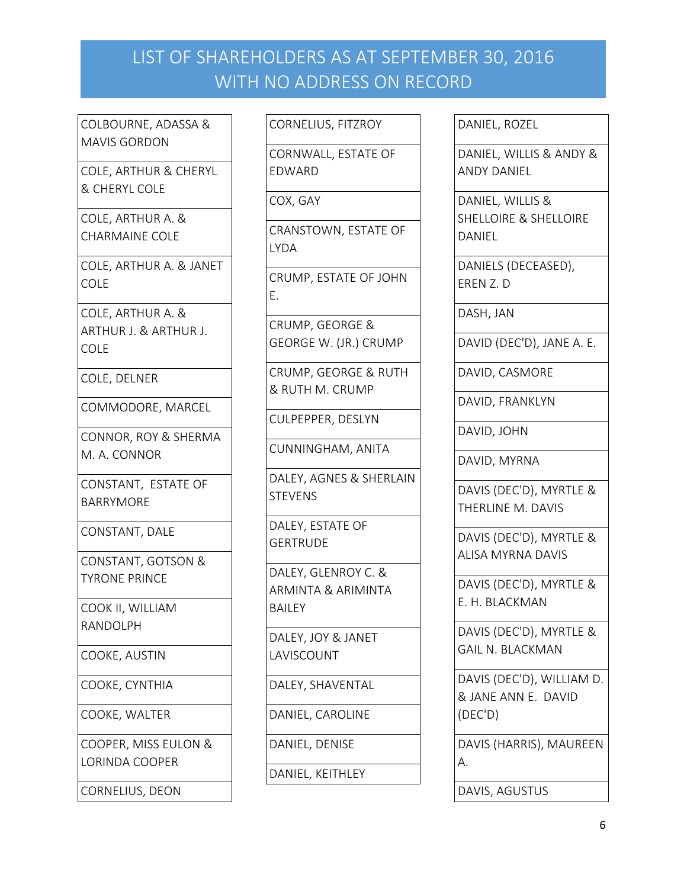# LIST OF SHAREHOLDERS AS AT SEPTEMBER 30, 2016 WITH NO ADDRESS ON RECORD

| |
|---|
| COLBOURNE, ADASSA & MAVIS GORDON |
| COLE, ARTHUR & CHERYL & CHERYL COLE |
| COLE, ARTHUR A. & CHARMAINE COLE |
| COLE, ARTHUR A. & JANET COLE |
| COLE, ARTHUR A. & ARTHUR J. & ARTHUR J. COLE |
| COLE, DELNER |
| COMMODORE, MARCEL |
| CONNOR, ROY & SHERMA M. A. CONNOR |
| CONSTANT, ESTATE OF BARRYMORE |
| CONSTANT, DALE |
| CONSTANT, GOTSON & TYRONE PRINCE |
| COOK II, WILLIAM RANDOLPH |
| COOKE, AUSTIN |
| COOKE, CYNTHIA |
| COOKE, WALTER |
| COOPER, MISS EULON & LORINDA COOPER |
| CORNELIUS, DEON |
| CORNELIUS, FITZROY |
| CORNWALL, ESTATE OF EDWARD |
| COX, GAY |
| CRANSTOWN, ESTATE OF LYDA |
| CRUMP, ESTATE OF JOHN E. |
| CRUMP, GEORGE & GEORGE W. (JR.) CRUMP |
| CRUMP, GEORGE & RUTH & RUTH M. CRUMP |
| CULPEPPER, DESLYN |
| CUNNINGHAM, ANITA |
| DALEY, AGNES & SHERLAIN STEVENS |
| DALEY, ESTATE OF GERTRUDE |
| DALEY, GLENROY C. & ARMINTA & ARIMINTA BAILEY |
| DALEY, JOY & JANET LAVISCOUNT |
| DALEY, SHAVENTAL |
| DANIEL, CAROLINE |
| DANIEL, DENISE |
| DANIEL, KEITHLEY |
| DANIEL, ROZEL |
| DANIEL, WILLIS & ANDY & ANDY DANIEL |
| DANIEL, WILLIS & SHELLOIRE & SHELLOIRE DANIEL |
| DANIELS (DECEASED), EREN Z. D |
| DASH, JAN |
| DAVID (DEC'D), JANE A. E. |
| DAVID, CASMORE |
| DAVID, FRANKLYN |
| DAVID, JOHN |
| DAVID, MYRNA |
| DAVIS (DEC'D), MYRTLE & THERLINE M. DAVIS |
| DAVIS (DEC'D), MYRTLE & ALISA MYRNA DAVIS |
| DAVIS (DEC'D), MYRTLE & E. H. BLACKMAN |
| DAVIS (DEC'D), MYRTLE & GAIL N. BLACKMAN |
| DAVIS (DEC'D), WILLIAM D. & JANE ANN E. DAVID (DEC'D) |
| DAVIS (HARRIS), MAUREEN A. |
| DAVIS, AGUSTUS |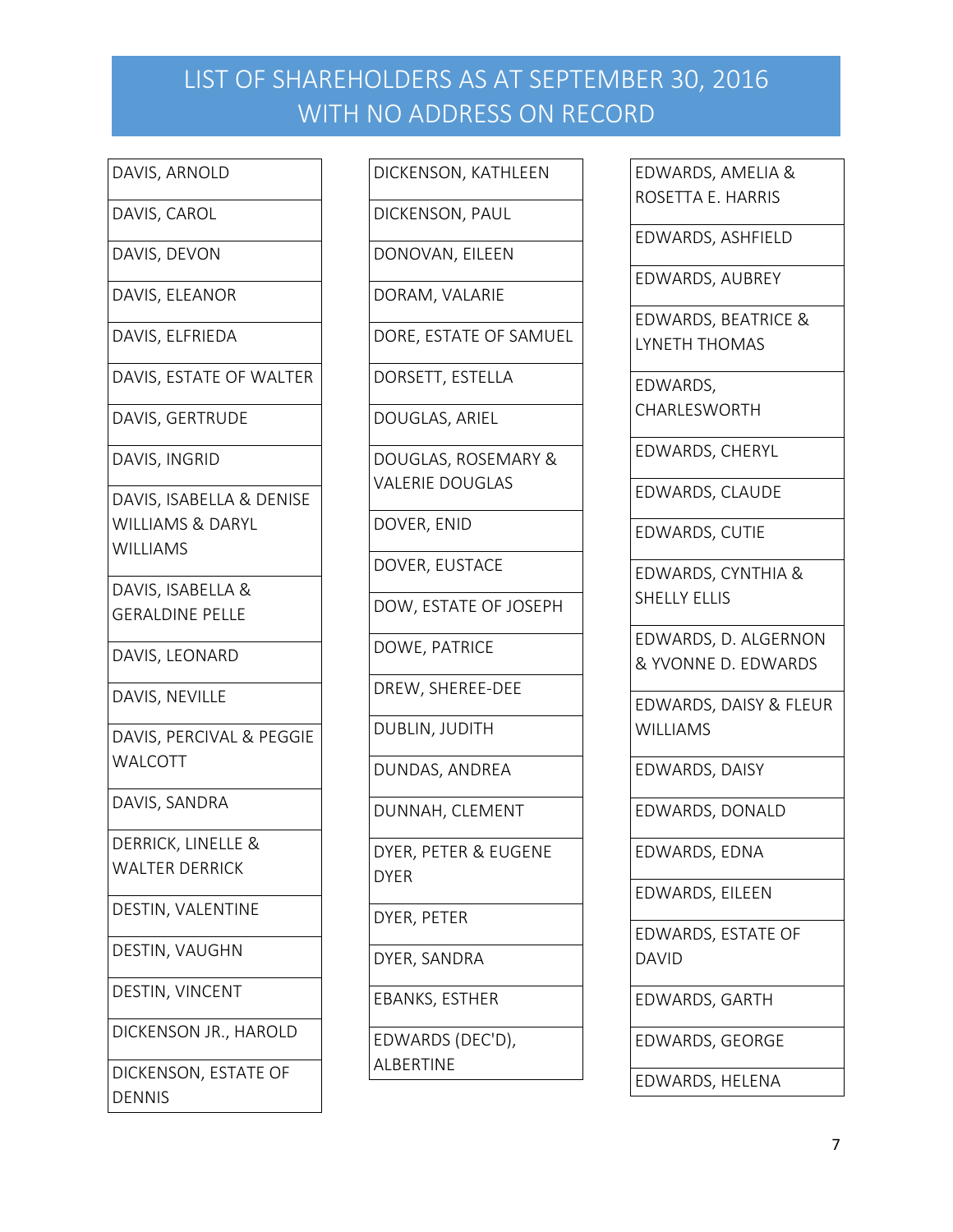# LIST OF SHAREHOLDERS AS AT SEPTEMBER 30, 2016 WITH NO ADDRESS ON RECORD

| |
|---|
| DAVIS, ARNOLD |
| DAVIS, CAROL |
| DAVIS, DEVON |
| DAVIS, ELEANOR |
| DAVIS, ELFRIEDA |
| DAVIS, ESTATE OF WALTER |
| DAVIS, GERTRUDE |
| DAVIS, INGRID |
| DAVIS, ISABELLA & DENISE WILLIAMS & DARYL WILLIAMS |
| DAVIS, ISABELLA & GERALDINE PELLE |
| DAVIS, LEONARD |
| DAVIS, NEVILLE |
| DAVIS, PERCIVAL & PEGGIE WALCOTT |
| DAVIS, SANDRA |
| DERRICK, LINELLE & WALTER DERRICK |
| DESTIN, VALENTINE |
| DESTIN, VAUGHN |
| DESTIN, VINCENT |
| DICKENSON JR., HAROLD |
| DICKENSON, ESTATE OF DENNIS |
| DICKENSON, KATHLEEN |
| DICKENSON, PAUL |
| DONOVAN, EILEEN |
| DORAM, VALARIE |
| DORE, ESTATE OF SAMUEL |
| DORSETT, ESTELLA |
| DOUGLAS, ARIEL |
| DOUGLAS, ROSEMARY & VALERIE DOUGLAS |
| DOVER, ENID |
| DOVER, EUSTACE |
| DOW, ESTATE OF JOSEPH |
| DOWE, PATRICE |
| DREW, SHEREE-DEE |
| DUBLIN, JUDITH |
| DUNDAS, ANDREA |
| DUNNAH, CLEMENT |
| DYER, PETER & EUGENE DYER |
| DYER, PETER |
| DYER, SANDRA |
| EBANKS, ESTHER |
| EDWARDS (DEC'D), ALBERTINE |
| EDWARDS, AMELIA & ROSETTA E. HARRIS |
| EDWARDS, ASHFIELD |
| EDWARDS, AUBREY |
| EDWARDS, BEATRICE & LYNETH THOMAS |
| EDWARDS, CHARLESWORTH |
| EDWARDS, CHERYL |
| EDWARDS, CLAUDE |
| EDWARDS, CUTIE |
| EDWARDS, CYNTHIA & SHELLY ELLIS |
| EDWARDS, D. ALGERNON & YVONNE D. EDWARDS |
| EDWARDS, DAISY & FLEUR WILLIAMS |
| EDWARDS, DAISY |
| EDWARDS, DONALD |
| EDWARDS, EDNA |
| EDWARDS, EILEEN |
| EDWARDS, ESTATE OF DAVID |
| EDWARDS, GARTH |
| EDWARDS, GEORGE |
| EDWARDS, HELENA |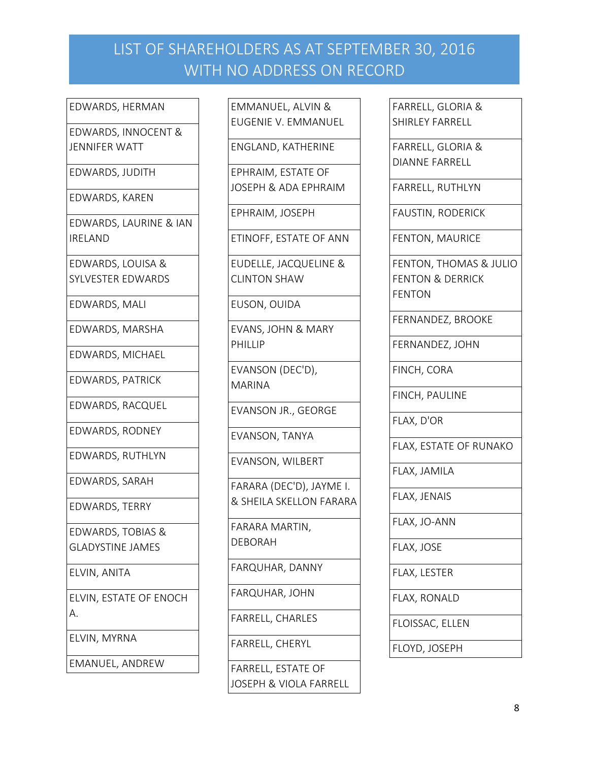# LIST OF SHAREHOLDERS AS AT SEPTEMBER 30, 2016 WITH NO ADDRESS ON RECORD

| |
|---|
| EDWARDS, HERMAN |
| EDWARDS, INNOCENT & JENNIFER WATT |
| EDWARDS, JUDITH |
| EDWARDS, KAREN |
| EDWARDS, LAURINE & IAN IRELAND |
| EDWARDS, LOUISA & SYLVESTER EDWARDS |
| EDWARDS, MALI |
| EDWARDS, MARSHA |
| EDWARDS, MICHAEL |
| EDWARDS, PATRICK |
| EDWARDS, RACQUEL |
| EDWARDS, RODNEY |
| EDWARDS, RUTHLYN |
| EDWARDS, SARAH |
| EDWARDS, TERRY |
| EDWARDS, TOBIAS & GLADYSTINE JAMES |
| ELVIN, ANITA |
| ELVIN, ESTATE OF ENOCH A. |
| ELVIN, MYRNA |
| EMANUEL, ANDREW |
| EMMANUEL, ALVIN & EUGENIE V. EMMANUEL |
| ENGLAND, KATHERINE |
| EPHRAIM, ESTATE OF JOSEPH & ADA EPHRAIM |
| EPHRAIM, JOSEPH |
| ETINOFF, ESTATE OF ANN |
| EUDELLE, JACQUELINE & CLINTON SHAW |
| EUSON, OUIDA |
| EVANS, JOHN & MARY PHILLIP |
| EVANSON (DEC'D), MARINA |
| EVANSON JR., GEORGE |
| EVANSON, TANYA |
| EVANSON, WILBERT |
| FARARA (DEC'D), JAYME I. & SHEILA SKELLON FARARA |
| FARARA MARTIN, DEBORAH |
| FARQUHAR, DANNY |
| FARQUHAR, JOHN |
| FARRELL, CHARLES |
| FARRELL, CHERYL |
| FARRELL, ESTATE OF JOSEPH & VIOLA FARRELL |
| FARRELL, GLORIA & SHIRLEY FARRELL |
| FARRELL, GLORIA & DIANNE FARRELL |
| FARRELL, RUTHLYN |
| FAUSTIN, RODERICK |
| FENTON, MAURICE |
| FENTON, THOMAS & JULIO FENTON & DERRICK FENTON |
| FERNANDEZ, BROOKE |
| FERNANDEZ, JOHN |
| FINCH, CORA |
| FINCH, PAULINE |
| FLAX, D'OR |
| FLAX, ESTATE OF RUNAKO |
| FLAX, JAMILA |
| FLAX, JENAIS |
| FLAX, JO-ANN |
| FLAX, JOSE |
| FLAX, LESTER |
| FLAX, RONALD |
| FLOISSAC, ELLEN |
| FLOYD, JOSEPH |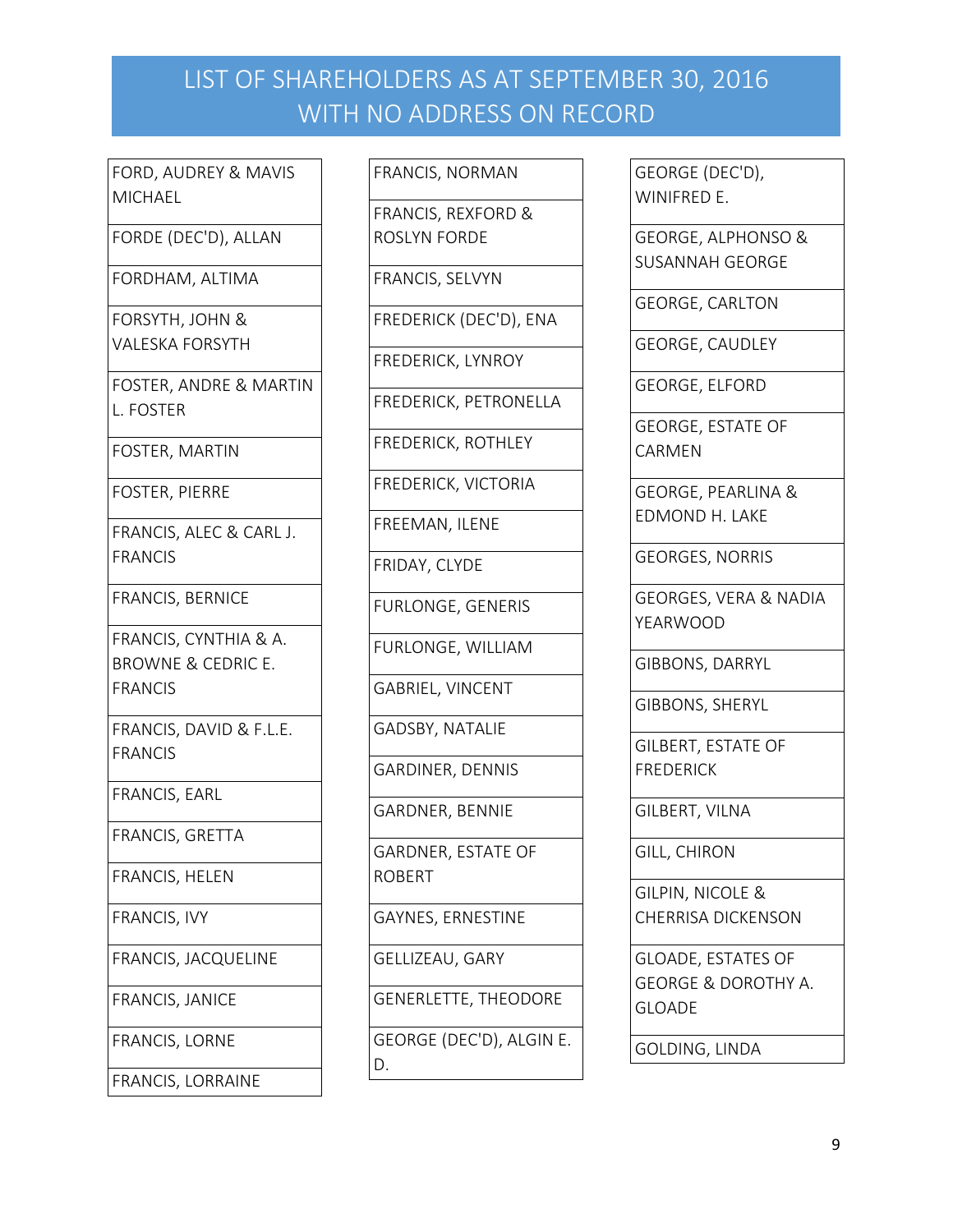# LIST OF SHAREHOLDERS AS AT SEPTEMBER 30, 2016 WITH NO ADDRESS ON RECORD

FORD, AUDREY & MAVIS MICHAEL

FORDE (DEC'D), ALLAN

FORDHAM, ALTIMA

FORSYTH, JOHN & VALESKA FORSYTH

FOSTER, ANDRE & MARTIN L. FOSTER

FOSTER, MARTIN

FOSTER, PIERRE

FRANCIS, ALEC & CARL J. FRANCIS

FRANCIS, BERNICE

FRANCIS, CYNTHIA & A. BROWNE & CEDRIC E. FRANCIS

FRANCIS, DAVID & F.L.E. FRANCIS

FRANCIS, EARL

FRANCIS, GRETTA

FRANCIS, HELEN

FRANCIS, IVY

FRANCIS, JACQUELINE

FRANCIS, JANICE

FRANCIS, LORNE

FRANCIS, LORRAINE

FRANCIS, NORMAN

FRANCIS, REXFORD & ROSLYN FORDE

FRANCIS, SELVYN

FREDERICK (DEC'D), ENA

FREDERICK, LYNROY

FREDERICK, PETRONELLA

FREDERICK, ROTHLEY

FREDERICK, VICTORIA

FREEMAN, ILENE

FRIDAY, CLYDE

FURLONGE, GENERIS

FURLONGE, WILLIAM

GABRIEL, VINCENT

GADSBY, NATALIE

GARDINER, DENNIS

GARDNER, BENNIE

GARDNER, ESTATE OF ROBERT

GAYNES, ERNESTINE

GELLIZEAU, GARY

GENERLETTE, THEODORE

GEORGE (DEC'D), ALGIN E. D.

GEORGE (DEC'D), WINIFRED E.

GEORGE, ALPHONSO & SUSANNAH GEORGE

GEORGE, CARLTON

GEORGE, CAUDLEY

GEORGE, ELFORD

GEORGE, ESTATE OF CARMEN

GEORGE, PEARLINA & EDMOND H. LAKE

GEORGES, NORRIS

GEORGES, VERA & NADIA YEARWOOD

GIBBONS, DARRYL

GIBBONS, SHERYL

GILBERT, ESTATE OF FREDERICK

GILBERT, VILNA

GILL, CHIRON

GILPIN, NICOLE & CHERRISA DICKENSON

GLOADE, ESTATES OF GEORGE & DOROTHY A. GLOADE

GOLDING, LINDA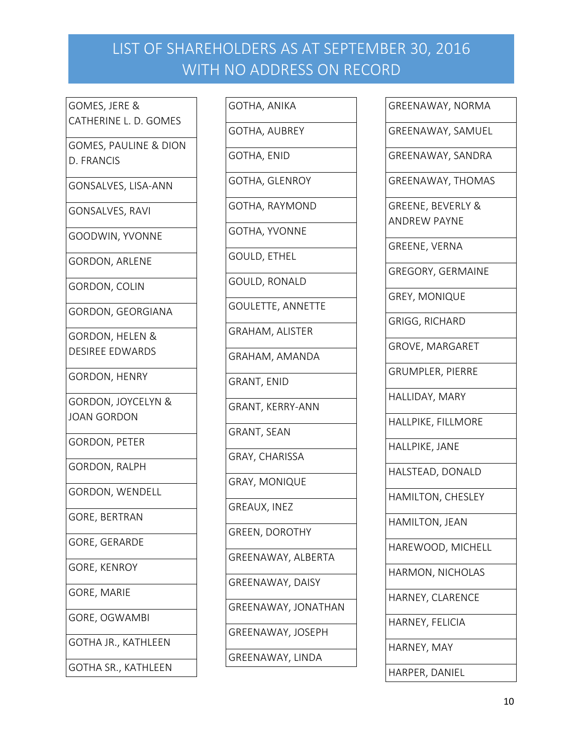# LIST OF SHAREHOLDERS AS AT SEPTEMBER 30, 2016 WITH NO ADDRESS ON RECORD

| |
|---|
| GOMES, JERE & CATHERINE L. D. GOMES |
| GOMES, PAULINE & DION D. FRANCIS |
| GONSALVES, LISA-ANN |
| GONSALVES, RAVI |
| GOODWIN, YVONNE |
| GORDON, ARLENE |
| GORDON, COLIN |
| GORDON, GEORGIANA |
| GORDON, HELEN & DESIREE EDWARDS |
| GORDON, HENRY |
| GORDON, JOYCELYN & JOAN GORDON |
| GORDON, PETER |
| GORDON, RALPH |
| GORDON, WENDELL |
| GORE, BERTRAN |
| GORE, GERARDE |
| GORE, KENROY |
| GORE, MARIE |
| GORE, OGWAMBI |
| GOTHA JR., KATHLEEN |
| GOTHA SR., KATHLEEN |
| GOTHA, ANIKA |
| GOTHA, AUBREY |
| GOTHA, ENID |
| GOTHA, GLENROY |
| GOTHA, RAYMOND |
| GOTHA, YVONNE |
| GOULD, ETHEL |
| GOULD, RONALD |
| GOULETTE, ANNETTE |
| GRAHAM, ALISTER |
| GRAHAM, AMANDA |
| GRANT, ENID |
| GRANT, KERRY-ANN |
| GRANT, SEAN |
| GRAY, CHARISSA |
| GRAY, MONIQUE |
| GREAUX, INEZ |
| GREEN, DOROTHY |
| GREENAWAY, ALBERTA |
| GREENAWAY, DAISY |
| GREENAWAY, JONATHAN |
| GREENAWAY, JOSEPH |
| GREENAWAY, LINDA |
| GREENAWAY, NORMA |
| GREENAWAY, SAMUEL |
| GREENAWAY, SANDRA |
| GREENAWAY, THOMAS |
| GREENE, BEVERLY & ANDREW PAYNE |
| GREENE, VERNA |
| GREGORY, GERMAINE |
| GREY, MONIQUE |
| GRIGG, RICHARD |
| GROVE, MARGARET |
| GRUMPLER, PIERRE |
| HALLIDAY, MARY |
| HALLPIKE, FILLMORE |
| HALLPIKE, JANE |
| HALSTEAD, DONALD |
| HAMILTON, CHESLEY |
| HAMILTON, JEAN |
| HAREWOOD, MICHELL |
| HARMON, NICHOLAS |
| HARNEY, CLARENCE |
| HARNEY, FELICIA |
| HARNEY, MAY |
| HARPER, DANIEL |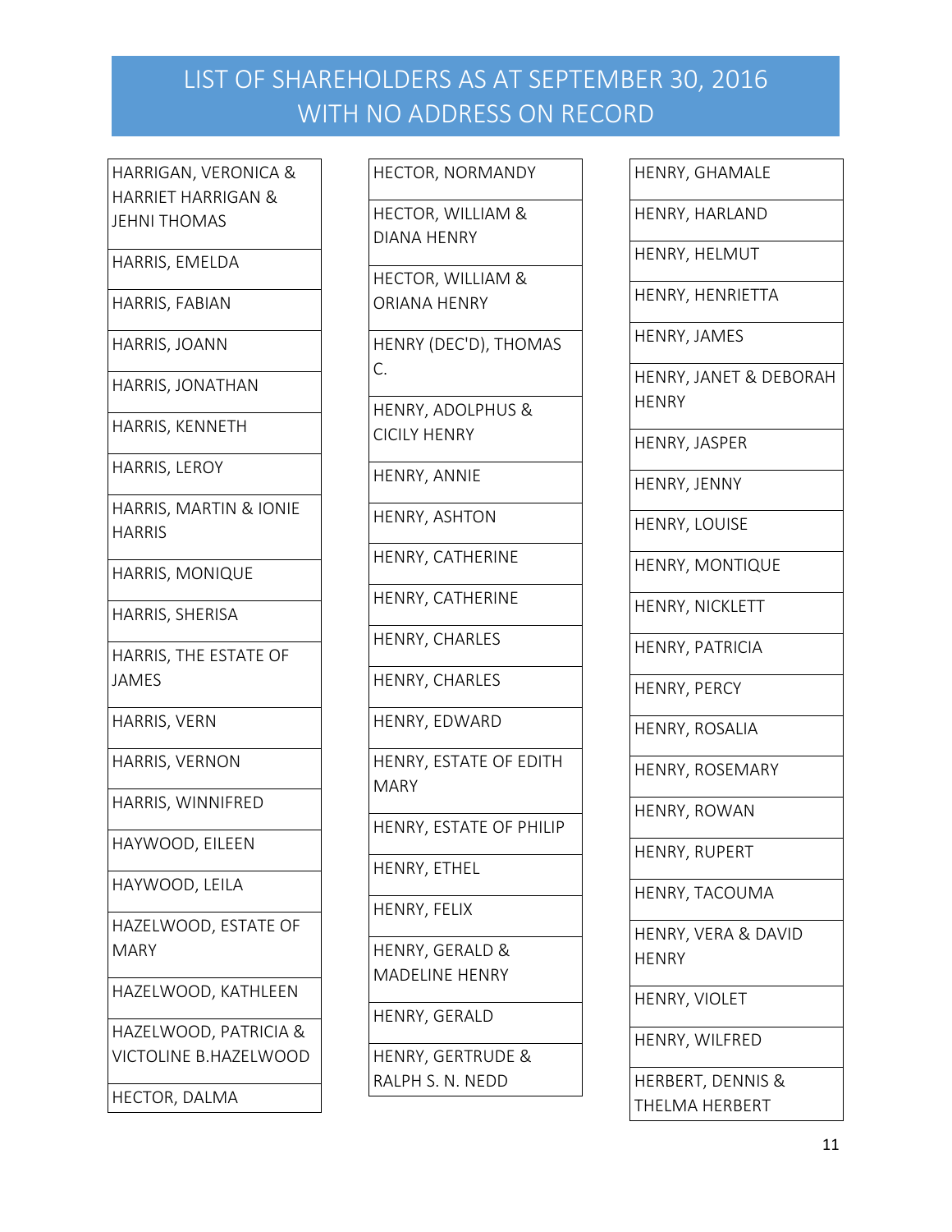# LIST OF SHAREHOLDERS AS AT SEPTEMBER 30, 2016 WITH NO ADDRESS ON RECORD

| HARRIGAN, VERONICA & HARRIET HARRIGAN & JEHNI THOMAS |
|---|
| HARRIS, EMELDA |
| HARRIS, FABIAN |
| HARRIS, JOANN |
| HARRIS, JONATHAN |
| HARRIS, KENNETH |
| HARRIS, LEROY |
| HARRIS, MARTIN & IONIE HARRIS |
| HARRIS, MONIQUE |
| HARRIS, SHERISA |
| HARRIS, THE ESTATE OF JAMES |
| HARRIS, VERN |
| HARRIS, VERNON |
| HARRIS, WINNIFRED |
| HAYWOOD, EILEEN |
| HAYWOOD, LEILA |
| HAZELWOOD, ESTATE OF MARY |
| HAZELWOOD, KATHLEEN |
| HAZELWOOD, PATRICIA & VICTOLINE B.HAZELWOOD |
| HECTOR, DALMA |

| HECTOR, NORMANDY |
|---|
| HECTOR, WILLIAM & DIANA HENRY |
| HECTOR, WILLIAM & ORIANA HENRY |
| HENRY (DEC'D), THOMAS C. |
| HENRY, ADOLPHUS & CICILY HENRY |
| HENRY, ANNIE |
| HENRY, ASHTON |
| HENRY, CATHERINE |
| HENRY, CATHERINE |
| HENRY, CHARLES |
| HENRY, CHARLES |
| HENRY, EDWARD |
| HENRY, ESTATE OF EDITH MARY |
| HENRY, ESTATE OF PHILIP |
| HENRY, ETHEL |
| HENRY, FELIX |
| HENRY, GERALD & MADELINE HENRY |
| HENRY, GERALD |
| HENRY, GERTRUDE & RALPH S. N. NEDD |

| HENRY, GHAMALE |
|---|
| HENRY, HARLAND |
| HENRY, HELMUT |
| HENRY, HENRIETTA |
| HENRY, JAMES |
| HENRY, JANET & DEBORAH HENRY |
| HENRY, JASPER |
| HENRY, JENNY |
| HENRY, LOUISE |
| HENRY, MONTIQUE |
| HENRY, NICKLETT |
| HENRY, PATRICIA |
| HENRY, PERCY |
| HENRY, ROSALIA |
| HENRY, ROSEMARY |
| HENRY, ROWAN |
| HENRY, RUPERT |
| HENRY, TACOUMA |
| HENRY, VERA & DAVID HENRY |
| HENRY, VIOLET |
| HENRY, WILFRED |
| HERBERT, DENNIS & THELMA HERBERT |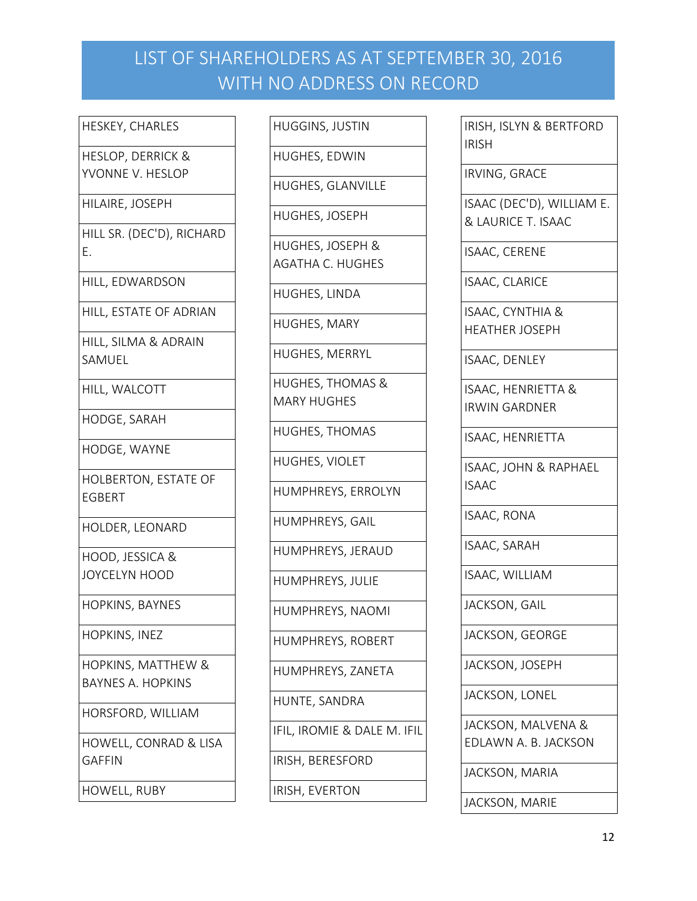# LIST OF SHAREHOLDERS AS AT SEPTEMBER 30, 2016 WITH NO ADDRESS ON RECORD

HESKEY, CHARLES

HESLOP, DERRICK & YVONNE V. HESLOP

HILAIRE, JOSEPH

HILL SR. (DEC'D), RICHARD E.

HILL, EDWARDSON

HILL, ESTATE OF ADRIAN

HILL, SILMA & ADRAIN SAMUEL

HILL, WALCOTT

HODGE, SARAH

HODGE, WAYNE

HOLBERTON, ESTATE OF EGBERT

HOLDER, LEONARD

HOOD, JESSICA & JOYCELYN HOOD

HOPKINS, BAYNES

HOPKINS, INEZ

HOPKINS, MATTHEW & BAYNES A. HOPKINS

HORSFORD, WILLIAM

HOWELL, CONRAD & LISA GAFFIN

HOWELL, RUBY

HUGGINS, JUSTIN

HUGHES, EDWIN

HUGHES, GLANVILLE

HUGHES, JOSEPH

HUGHES, JOSEPH & AGATHA C. HUGHES

HUGHES, LINDA

HUGHES, MARY

HUGHES, MERRYL

HUGHES, THOMAS & MARY HUGHES

HUGHES, THOMAS

HUGHES, VIOLET

HUMPHREYS, ERROLYN

HUMPHREYS, GAIL

HUMPHREYS, JERAUD

HUMPHREYS, JULIE

HUMPHREYS, NAOMI

HUMPHREYS, ROBERT

HUMPHREYS, ZANETA

HUNTE, SANDRA

IFIL, IROMIE & DALE M. IFIL

IRISH, BERESFORD

IRISH, EVERTON

IRISH, ISLYN & BERTFORD IRISH

IRVING, GRACE

ISAAC (DEC'D), WILLIAM E. & LAURICE T. ISAAC

ISAAC, CERENE

ISAAC, CLARICE

ISAAC, CYNTHIA & HEATHER JOSEPH

ISAAC, DENLEY

ISAAC, HENRIETTA & IRWIN GARDNER

ISAAC, HENRIETTA

ISAAC, JOHN & RAPHAEL ISAAC

ISAAC, RONA

ISAAC, SARAH

ISAAC, WILLIAM

JACKSON, GAIL

JACKSON, GEORGE

JACKSON, JOSEPH

JACKSON, LONEL

JACKSON, MALVENA & EDLAWN A. B. JACKSON

JACKSON, MARIA

JACKSON, MARIE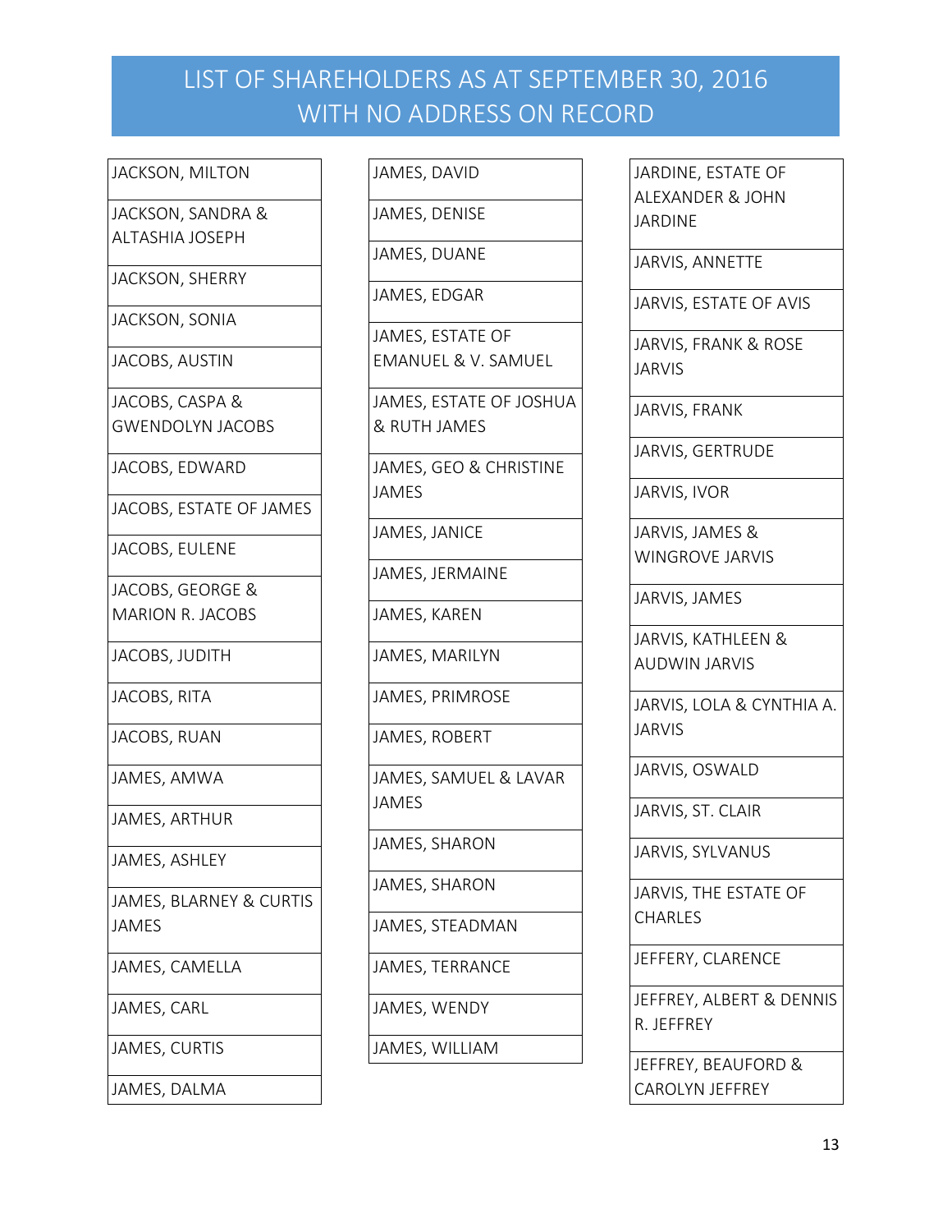# LIST OF SHAREHOLDERS AS AT SEPTEMBER 30, 2016 WITH NO ADDRESS ON RECORD

| |
|---|
| JACKSON, MILTON |
| JACKSON, SANDRA & ALTASHIA JOSEPH |
| JACKSON, SHERRY |
| JACKSON, SONIA |
| JACOBS, AUSTIN |
| JACOBS, CASPA & GWENDOLYN JACOBS |
| JACOBS, EDWARD |
| JACOBS, ESTATE OF JAMES |
| JACOBS, EULENE |
| JACOBS, GEORGE & MARION R. JACOBS |
| JACOBS, JUDITH |
| JACOBS, RITA |
| JACOBS, RUAN |
| JAMES, AMWA |
| JAMES, ARTHUR |
| JAMES, ASHLEY |
| JAMES, BLARNEY & CURTIS JAMES |
| JAMES, CAMELLA |
| JAMES, CARL |
| JAMES, CURTIS |
| JAMES, DALMA |
| JAMES, DAVID |
| JAMES, DENISE |
| JAMES, DUANE |
| JAMES, EDGAR |
| JAMES, ESTATE OF EMANUEL & V. SAMUEL |
| JAMES, ESTATE OF JOSHUA & RUTH JAMES |
| JAMES, GEO & CHRISTINE JAMES |
| JAMES, JANICE |
| JAMES, JERMAINE |
| JAMES, KAREN |
| JAMES, MARILYN |
| JAMES, PRIMROSE |
| JAMES, ROBERT |
| JAMES, SAMUEL & LAVAR JAMES |
| JAMES, SHARON |
| JAMES, SHARON |
| JAMES, STEADMAN |
| JAMES, TERRANCE |
| JAMES, WENDY |
| JAMES, WILLIAM |
| JARDINE, ESTATE OF ALEXANDER & JOHN JARDINE |
| JARVIS, ANNETTE |
| JARVIS, ESTATE OF AVIS |
| JARVIS, FRANK & ROSE JARVIS |
| JARVIS, FRANK |
| JARVIS, GERTRUDE |
| JARVIS, IVOR |
| JARVIS, JAMES & WINGROVE JARVIS |
| JARVIS, JAMES |
| JARVIS, KATHLEEN & AUDWIN JARVIS |
| JARVIS, LOLA & CYNTHIA A. JARVIS |
| JARVIS, OSWALD |
| JARVIS, ST. CLAIR |
| JARVIS, SYLVANUS |
| JARVIS, THE ESTATE OF CHARLES |
| JEFFERY, CLARENCE |
| JEFFREY, ALBERT & DENNIS R. JEFFREY |
| JEFFREY, BEAUFORD & CAROLYN JEFFREY |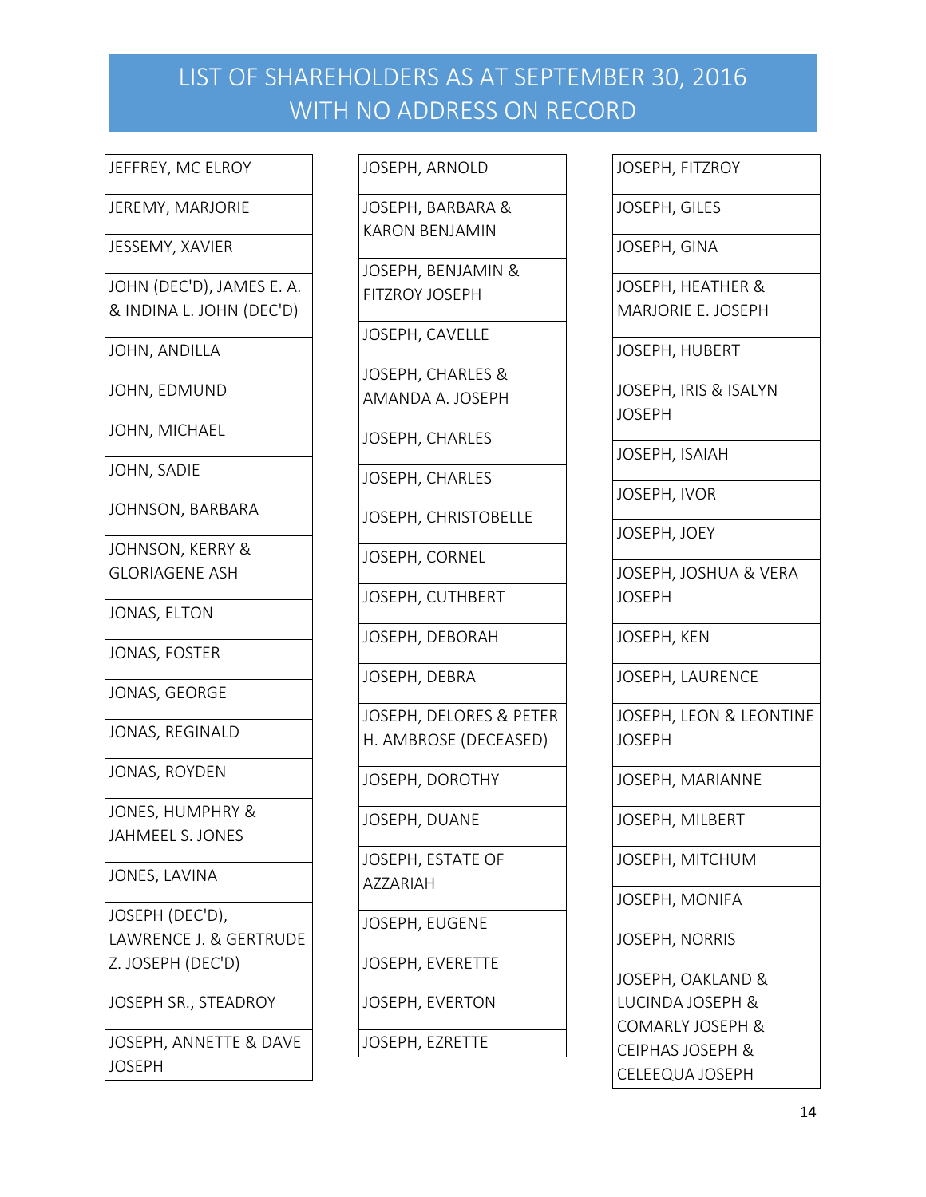# LIST OF SHAREHOLDERS AS AT SEPTEMBER 30, 2016 WITH NO ADDRESS ON RECORD

- JEFFREY, MC ELROY
- JEREMY, MARJORIE
- JESSEMY, XAVIER
- JOHN (DEC'D), JAMES E. A. & INDINA L. JOHN (DEC'D)
- JOHN, ANDILLA
- JOHN, EDMUND
- JOHN, MICHAEL
- JOHN, SADIE
- JOHNSON, BARBARA
- JOHNSON, KERRY & GLORIAGENE ASH
- JONAS, ELTON
- JONAS, FOSTER
- JONAS, GEORGE
- JONAS, REGINALD
- JONAS, ROYDEN
- JONES, HUMPHRY & JAHMEEL S. JONES
- JONES, LAVINA
- JOSEPH (DEC'D), LAWRENCE J. & GERTRUDE Z. JOSEPH (DEC'D)
- JOSEPH SR., STEADROY
- JOSEPH, ANNETTE & DAVE JOSEPH
- JOSEPH, ARNOLD
- JOSEPH, BARBARA & KARON BENJAMIN
- JOSEPH, BENJAMIN & FITZROY JOSEPH
- JOSEPH, CAVELLE
- JOSEPH, CHARLES & AMANDA A. JOSEPH
- JOSEPH, CHARLES
- JOSEPH, CHARLES
- JOSEPH, CHRISTOBELLE
- JOSEPH, CORNEL
- JOSEPH, CUTHBERT
- JOSEPH, DEBORAH
- JOSEPH, DEBRA
- JOSEPH, DELORES & PETER H. AMBROSE (DECEASED)
- JOSEPH, DOROTHY
- JOSEPH, DUANE
- JOSEPH, ESTATE OF AZZARIAH
- JOSEPH, EUGENE
- JOSEPH, EVERETTE
- JOSEPH, EVERTON
- JOSEPH, EZRETTE
- JOSEPH, FITZROY
- JOSEPH, GILES
- JOSEPH, GINA
- JOSEPH, HEATHER & MARJORIE E. JOSEPH
- JOSEPH, HUBERT
- JOSEPH, IRIS & ISALYN JOSEPH
- JOSEPH, ISAIAH
- JOSEPH, IVOR
- JOSEPH, JOEY
- JOSEPH, JOSHUA & VERA JOSEPH
- JOSEPH, KEN
- JOSEPH, LAURENCE
- JOSEPH, LEON & LEONTINE JOSEPH
- JOSEPH, MARIANNE
- JOSEPH, MILBERT
- JOSEPH, MITCHUM
- JOSEPH, MONIFA
- JOSEPH, NORRIS
- JOSEPH, OAKLAND & LUCINDA JOSEPH & COMARLY JOSEPH & CEIPHAS JOSEPH & CELEEQUA JOSEPH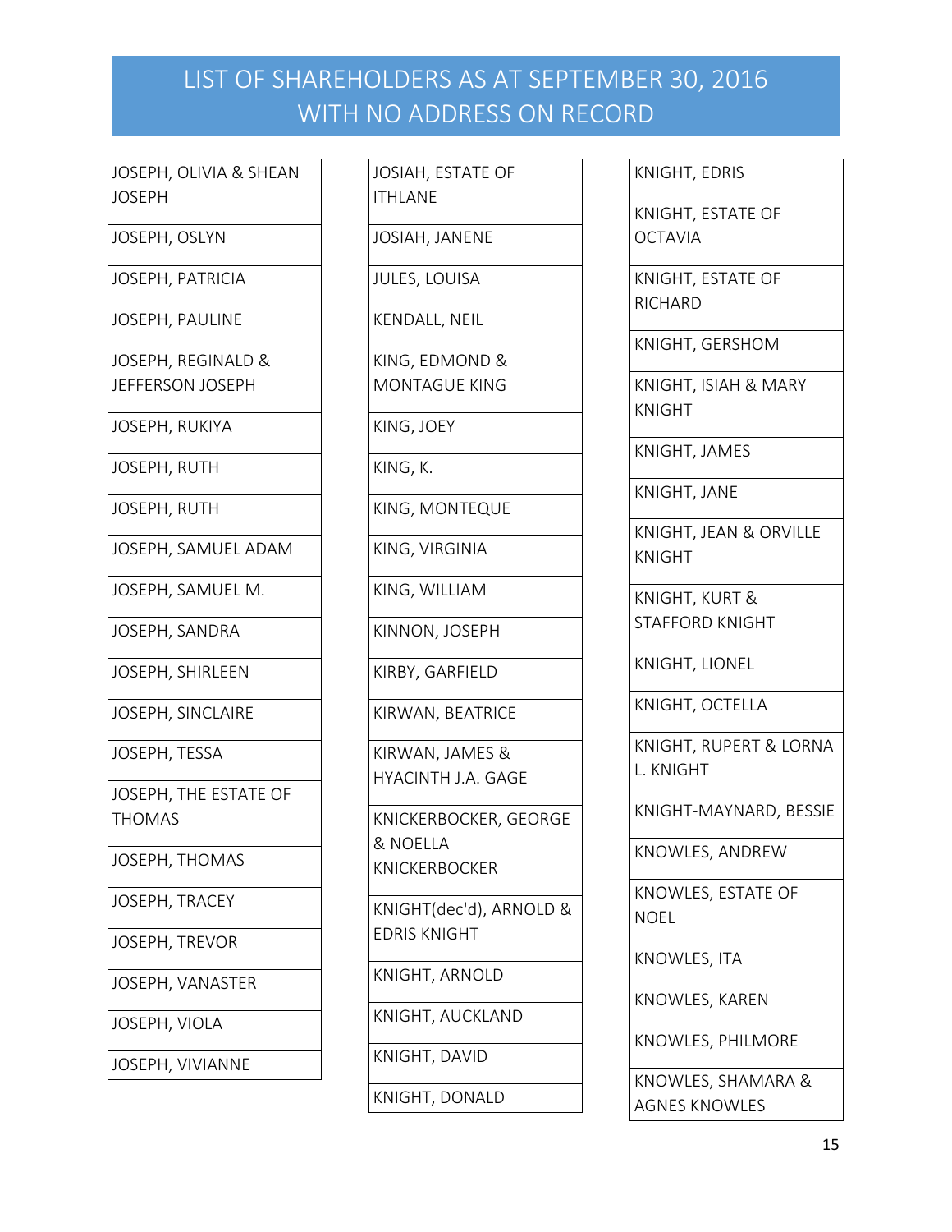# LIST OF SHAREHOLDERS AS AT SEPTEMBER 30, 2016 WITH NO ADDRESS ON RECORD

| |
|---|
| JOSEPH, OLIVIA & SHEAN JOSEPH |
| JOSEPH, OSLYN |
| JOSEPH, PATRICIA |
| JOSEPH, PAULINE |
| JOSEPH, REGINALD & JEFFERSON JOSEPH |
| JOSEPH, RUKIYA |
| JOSEPH, RUTH |
| JOSEPH, RUTH |
| JOSEPH, SAMUEL ADAM |
| JOSEPH, SAMUEL M. |
| JOSEPH, SANDRA |
| JOSEPH, SHIRLEEN |
| JOSEPH, SINCLAIRE |
| JOSEPH, TESSA |
| JOSEPH, THE ESTATE OF THOMAS |
| JOSEPH, THOMAS |
| JOSEPH, TRACEY |
| JOSEPH, TREVOR |
| JOSEPH, VANASTER |
| JOSEPH, VIOLA |
| JOSEPH, VIVIANNE |
| JOSIAH, ESTATE OF ITHLANE |
| JOSIAH, JANENE |
| JULES, LOUISA |
| KENDALL, NEIL |
| KING, EDMOND & MONTAGUE KING |
| KING, JOEY |
| KING, K. |
| KING, MONTEQUE |
| KING, VIRGINIA |
| KING, WILLIAM |
| KINNON, JOSEPH |
| KIRBY, GARFIELD |
| KIRWAN, BEATRICE |
| KIRWAN, JAMES & HYACINTH J.A. GAGE |
| KNICKERBOCKER, GEORGE & NOELLA KNICKERBOCKER |
| KNIGHT(dec'd), ARNOLD & EDRIS KNIGHT |
| KNIGHT, ARNOLD |
| KNIGHT, AUCKLAND |
| KNIGHT, DAVID |
| KNIGHT, DONALD |
| KNIGHT, EDRIS |
| KNIGHT, ESTATE OF OCTAVIA |
| KNIGHT, ESTATE OF RICHARD |
| KNIGHT, GERSHOM |
| KNIGHT, ISIAH & MARY KNIGHT |
| KNIGHT, JAMES |
| KNIGHT, JANE |
| KNIGHT, JEAN & ORVILLE KNIGHT |
| KNIGHT, KURT & STAFFORD KNIGHT |
| KNIGHT, LIONEL |
| KNIGHT, OCTELLA |
| KNIGHT, RUPERT & LORNA L. KNIGHT |
| KNIGHT-MAYNARD, BESSIE |
| KNOWLES, ANDREW |
| KNOWLES, ESTATE OF NOEL |
| KNOWLES, ITA |
| KNOWLES, KAREN |
| KNOWLES, PHILMORE |
| KNOWLES, SHAMARA & AGNES KNOWLES |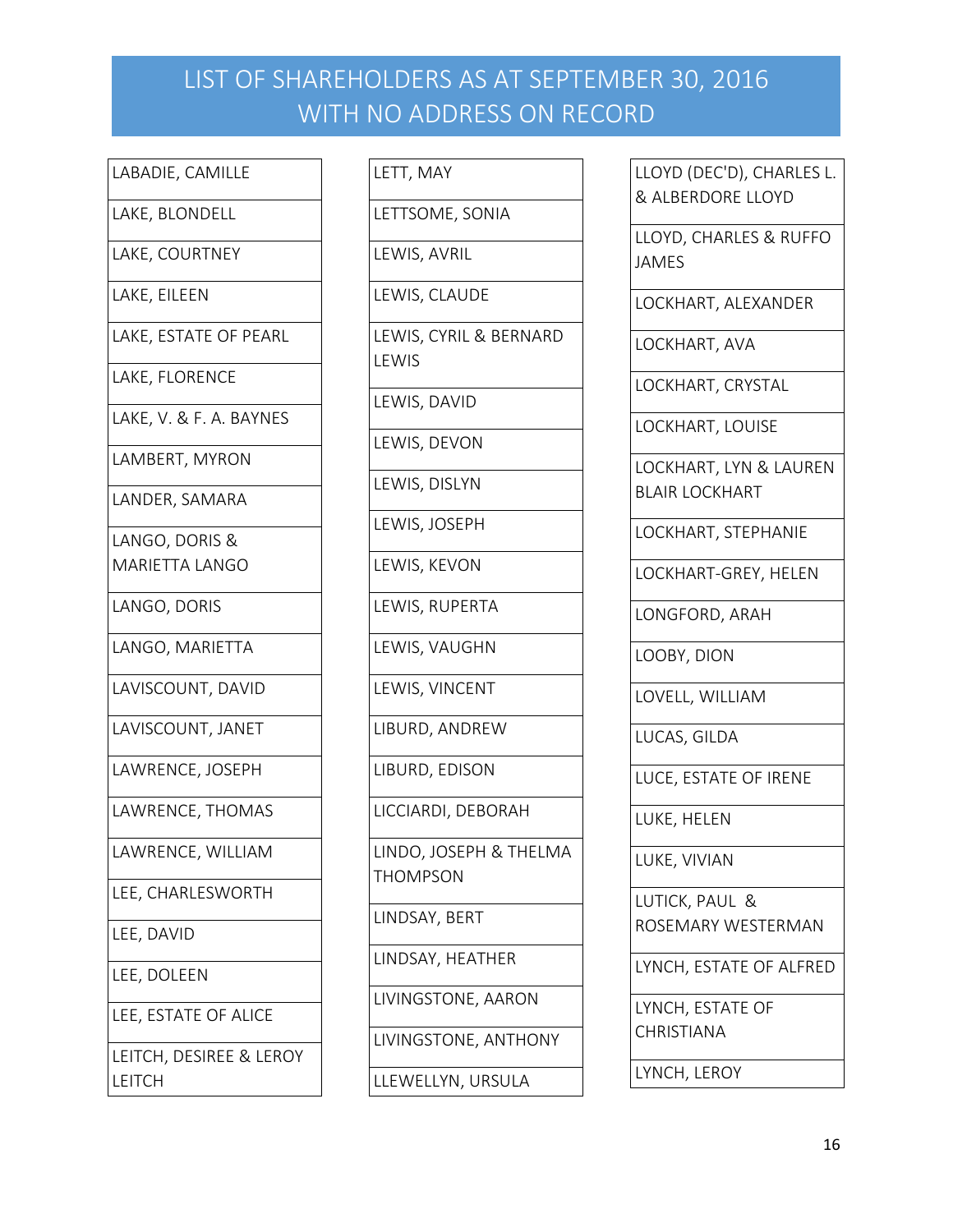# LIST OF SHAREHOLDERS AS AT SEPTEMBER 30, 2016 WITH NO ADDRESS ON RECORD

LABADIE, CAMILLE
LAKE, BLONDELL
LAKE, COURTNEY
LAKE, EILEEN
LAKE, ESTATE OF PEARL
LAKE, FLORENCE
LAKE, V. & F. A. BAYNES
LAMBERT, MYRON
LANDER, SAMARA
LANGO, DORIS & MARIETTA LANGO
LANGO, DORIS
LANGO, MARIETTA
LAVISCOUNT, DAVID
LAVISCOUNT, JANET
LAWRENCE, JOSEPH
LAWRENCE, THOMAS
LAWRENCE, WILLIAM
LEE, CHARLESWORTH
LEE, DAVID
LEE, DOLEEN
LEE, ESTATE OF ALICE
LEITCH, DESIREE & LEROY LEITCH
LETT, MAY
LETTSOME, SONIA
LEWIS, AVRIL
LEWIS, CLAUDE
LEWIS, CYRIL & BERNARD LEWIS
LEWIS, DAVID
LEWIS, DEVON
LEWIS, DISLYN
LEWIS, JOSEPH
LEWIS, KEVON
LEWIS, RUPERTA
LEWIS, VAUGHN
LEWIS, VINCENT
LIBURD, ANDREW
LIBURD, EDISON
LICCIARDI, DEBORAH
LINDO, JOSEPH & THELMA THOMPSON
LINDSAY, BERT
LINDSAY, HEATHER
LIVINGSTONE, AARON
LIVINGSTONE, ANTHONY
LLEWELLYN, URSULA
LLOYD (DEC'D), CHARLES L. & ALBERDORE LLOYD
LLOYD, CHARLES & RUFFO JAMES
LOCKHART, ALEXANDER
LOCKHART, AVA
LOCKHART, CRYSTAL
LOCKHART, LOUISE
LOCKHART, LYN & LAUREN BLAIR LOCKHART
LOCKHART, STEPHANIE
LOCKHART-GREY, HELEN
LONGFORD, ARAH
LOOBY, DION
LOVELL, WILLIAM
LUCAS, GILDA
LUCE, ESTATE OF IRENE
LUKE, HELEN
LUKE, VIVIAN
LUTICK, PAUL & ROSEMARY WESTERMAN
LYNCH, ESTATE OF ALFRED
LYNCH, ESTATE OF CHRISTIANA
LYNCH, LEROY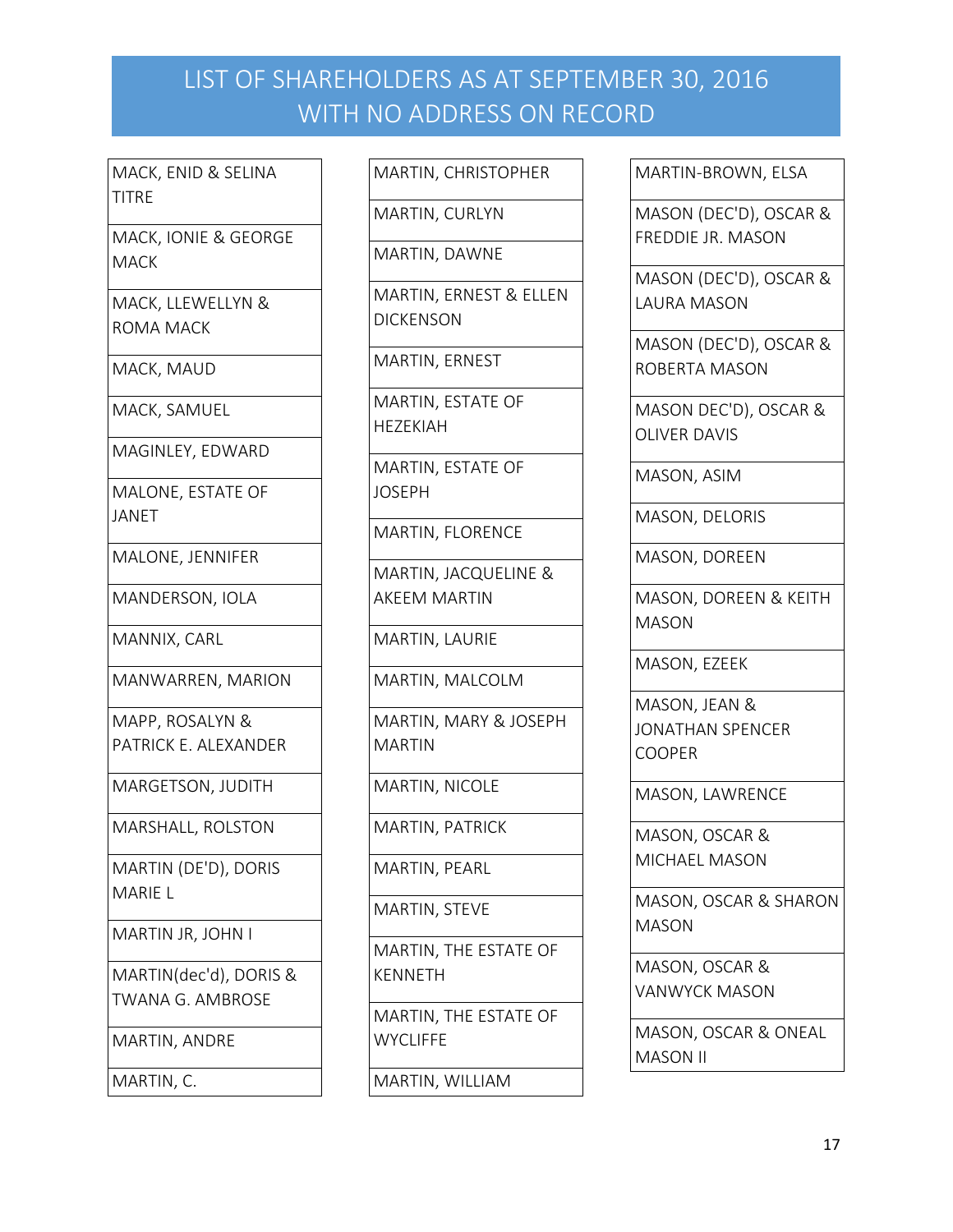# LIST OF SHAREHOLDERS AS AT SEPTEMBER 30, 2016 WITH NO ADDRESS ON RECORD

| |
|---|
| MACK, ENID & SELINA TITRE |
| MACK, IONIE & GEORGE MACK |
| MACK, LLEWELLYN & ROMA MACK |
| MACK, MAUD |
| MACK, SAMUEL |
| MAGINLEY, EDWARD |
| MALONE, ESTATE OF JANET |
| MALONE, JENNIFER |
| MANDERSON, IOLA |
| MANNIX, CARL |
| MANWARREN, MARION |
| MAPP, ROSALYN & PATRICK E. ALEXANDER |
| MARGETSON, JUDITH |
| MARSHALL, ROLSTON |
| MARTIN (DE'D), DORIS MARIE L |
| MARTIN JR, JOHN I |
| MARTIN(dec'd), DORIS & TWANA G. AMBROSE |
| MARTIN, ANDRE |
| MARTIN, C. |

| |
|---|
| MARTIN, CHRISTOPHER |
| MARTIN, CURLYN |
| MARTIN, DAWNE |
| MARTIN, ERNEST & ELLEN DICKENSON |
| MARTIN, ERNEST |
| MARTIN, ESTATE OF HEZEKIAH |
| MARTIN, ESTATE OF JOSEPH |
| MARTIN, FLORENCE |
| MARTIN, JACQUELINE & AKEEM MARTIN |
| MARTIN, LAURIE |
| MARTIN, MALCOLM |
| MARTIN, MARY & JOSEPH MARTIN |
| MARTIN, NICOLE |
| MARTIN, PATRICK |
| MARTIN, PEARL |
| MARTIN, STEVE |
| MARTIN, THE ESTATE OF KENNETH |
| MARTIN, THE ESTATE OF WYCLIFFE |
| MARTIN, WILLIAM |

| |
|---|
| MARTIN-BROWN, ELSA |
| MASON (DEC'D), OSCAR & FREDDIE JR. MASON |
| MASON (DEC'D), OSCAR & LAURA MASON |
| MASON (DEC'D), OSCAR & ROBERTA MASON |
| MASON DEC'D), OSCAR & OLIVER DAVIS |
| MASON, ASIM |
| MASON, DELORIS |
| MASON, DOREEN |
| MASON, DOREEN & KEITH MASON |
| MASON, EZEEK |
| MASON, JEAN & JONATHAN SPENCER COOPER |
| MASON, LAWRENCE |
| MASON, OSCAR & MICHAEL MASON |
| MASON, OSCAR & SHARON MASON |
| MASON, OSCAR & VANWYCK MASON |
| MASON, OSCAR & ONEAL MASON II |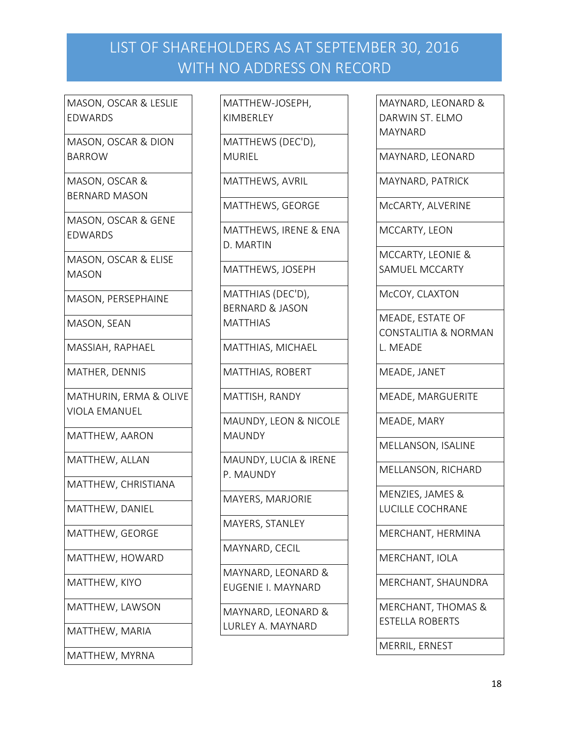# LIST OF SHAREHOLDERS AS AT SEPTEMBER 30, 2016 WITH NO ADDRESS ON RECORD

| |
|---|
| MASON, OSCAR & LESLIE EDWARDS |
| MASON, OSCAR & DION BARROW |
| MASON, OSCAR & BERNARD MASON |
| MASON, OSCAR & GENE EDWARDS |
| MASON, OSCAR & ELISE MASON |
| MASON, PERSEPHAINE |
| MASON, SEAN |
| MASSIAH, RAPHAEL |
| MATHER, DENNIS |
| MATHURIN, ERMA & OLIVE VIOLA EMANUEL |
| MATTHEW, AARON |
| MATTHEW, ALLAN |
| MATTHEW, CHRISTIANA |
| MATTHEW, DANIEL |
| MATTHEW, GEORGE |
| MATTHEW, HOWARD |
| MATTHEW, KIYO |
| MATTHEW, LAWSON |
| MATTHEW, MARIA |
| MATTHEW, MYRNA |

| |
|---|
| MATTHEW-JOSEPH, KIMBERLEY |
| MATTHEWS (DEC'D), MURIEL |
| MATTHEWS, AVRIL |
| MATTHEWS, GEORGE |
| MATTHEWS, IRENE & ENA D. MARTIN |
| MATTHEWS, JOSEPH |
| MATTHIAS (DEC'D), BERNARD & JASON MATTHIAS |
| MATTHIAS, MICHAEL |
| MATTHIAS, ROBERT |
| MATTISH, RANDY |
| MAUNDY, LEON & NICOLE MAUNDY |
| MAUNDY, LUCIA & IRENE P. MAUNDY |
| MAYERS, MARJORIE |
| MAYERS, STANLEY |
| MAYNARD, CECIL |
| MAYNARD, LEONARD & EUGENIE I. MAYNARD |
| MAYNARD, LEONARD & LURLEY A. MAYNARD |

| |
|---|
| MAYNARD, LEONARD & DARWIN ST. ELMO MAYNARD |
| MAYNARD, LEONARD |
| MAYNARD, PATRICK |
| McCARTY, ALVERINE |
| MCCARTY, LEON |
| MCCARTY, LEONIE & SAMUEL MCCARTY |
| McCOY, CLAXTON |
| MEADE, ESTATE OF CONSTALITIA & NORMAN L. MEADE |
| MEADE, JANET |
| MEADE, MARGUERITE |
| MEADE, MARY |
| MELLANSON, ISALINE |
| MELLANSON, RICHARD |
| MENZIES, JAMES & LUCILLE COCHRANE |
| MERCHANT, HERMINA |
| MERCHANT, IOLA |
| MERCHANT, SHAUNDRA |
| MERCHANT, THOMAS & ESTELLA ROBERTS |
| MERRIL, ERNEST |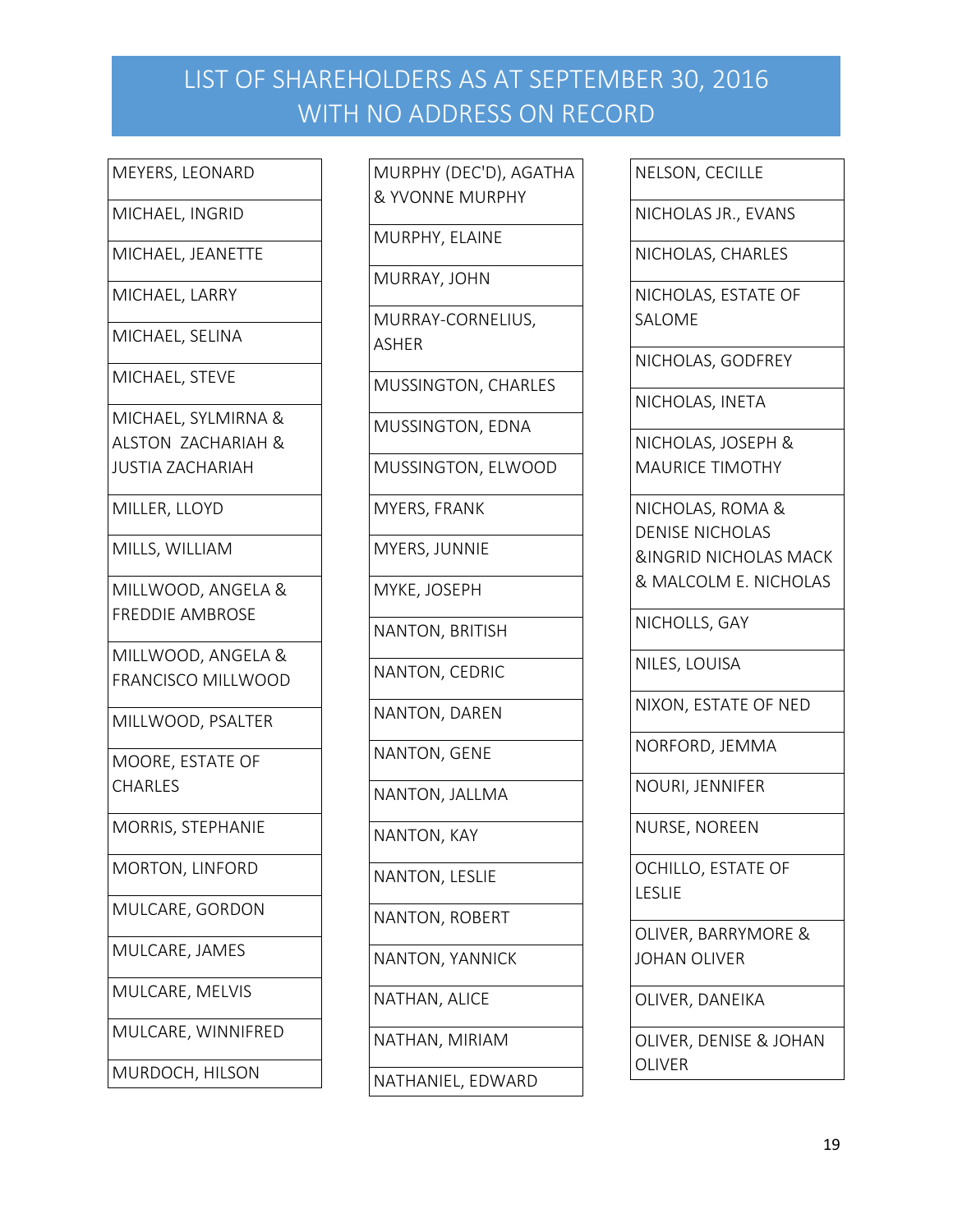# LIST OF SHAREHOLDERS AS AT SEPTEMBER 30, 2016 WITH NO ADDRESS ON RECORD

- MEYERS, LEONARD
- MICHAEL, INGRID
- MICHAEL, JEANETTE
- MICHAEL, LARRY
- MICHAEL, SELINA
- MICHAEL, STEVE
- MICHAEL, SYLMIRNA & ALSTON ZACHARIAH & JUSTIA ZACHARIAH
- MILLER, LLOYD
- MILLS, WILLIAM
- MILLWOOD, ANGELA & FREDDIE AMBROSE
- MILLWOOD, ANGELA & FRANCISCO MILLWOOD
- MILLWOOD, PSALTER
- MOORE, ESTATE OF CHARLES
- MORRIS, STEPHANIE
- MORTON, LINFORD
- MULCARE, GORDON
- MULCARE, JAMES
- MULCARE, MELVIS
- MULCARE, WINNIFRED
- MURDOCH, HILSON
- MURPHY (DEC'D), AGATHA & YVONNE MURPHY
- MURPHY, ELAINE
- MURRAY, JOHN
- MURRAY-CORNELIUS, ASHER
- MUSSINGTON, CHARLES
- MUSSINGTON, EDNA
- MUSSINGTON, ELWOOD
- MYERS, FRANK
- MYERS, JUNNIE
- MYKE, JOSEPH
- NANTON, BRITISH
- NANTON, CEDRIC
- NANTON, DAREN
- NANTON, GENE
- NANTON, JALLMA
- NANTON, KAY
- NANTON, LESLIE
- NANTON, ROBERT
- NANTON, YANNICK
- NATHAN, ALICE
- NATHAN, MIRIAM
- NATHANIEL, EDWARD
- NELSON, CECILLE
- NICHOLAS JR., EVANS
- NICHOLAS, CHARLES
- NICHOLAS, ESTATE OF SALOME
- NICHOLAS, GODFREY
- NICHOLAS, INETA
- NICHOLAS, JOSEPH & MAURICE TIMOTHY
- NICHOLAS, ROMA & DENISE NICHOLAS &INGRID NICHOLAS MACK & MALCOLM E. NICHOLAS
- NICHOLLS, GAY
- NILES, LOUISA
- NIXON, ESTATE OF NED
- NORFORD, JEMMA
- NOURI, JENNIFER
- NURSE, NOREEN
- OCHILLO, ESTATE OF LESLIE
- OLIVER, BARRYMORE & JOHAN OLIVER
- OLIVER, DANEIKA
- OLIVER, DENISE & JOHAN OLIVER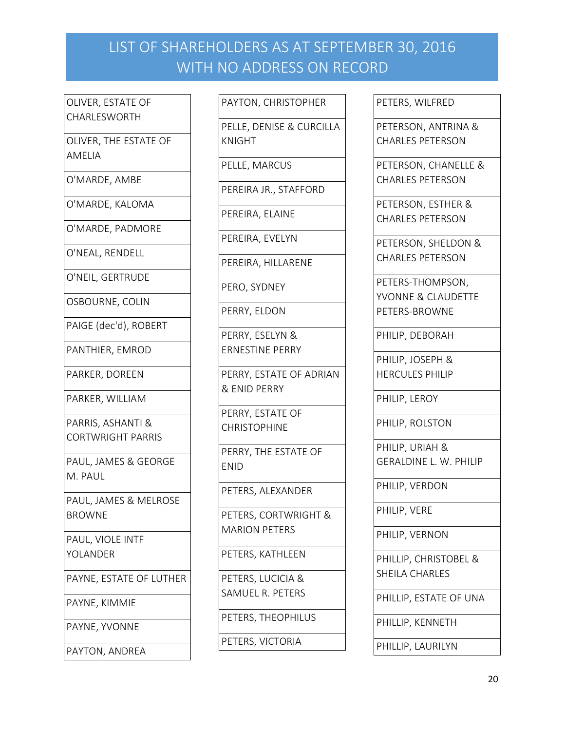# LIST OF SHAREHOLDERS AS AT SEPTEMBER 30, 2016 WITH NO ADDRESS ON RECORD

| |
|---|
| OLIVER, ESTATE OF CHARLESWORTH |
| OLIVER, THE ESTATE OF AMELIA |
| O'MARDE, AMBE |
| O'MARDE, KALOMA |
| O'MARDE, PADMORE |
| O'NEAL, RENDELL |
| O'NEIL, GERTRUDE |
| OSBOURNE, COLIN |
| PAIGE (dec'd), ROBERT |
| PANTHIER, EMROD |
| PARKER, DOREEN |
| PARKER, WILLIAM |
| PARRIS, ASHANTI & CORTWRIGHT PARRIS |
| PAUL, JAMES & GEORGE M. PAUL |
| PAUL, JAMES & MELROSE BROWNE |
| PAUL, VIOLE INTF YOLANDER |
| PAYNE, ESTATE OF LUTHER |
| PAYNE, KIMMIE |
| PAYNE, YVONNE |
| PAYTON, ANDREA |
| PAYTON, CHRISTOPHER |
| PELLE, DENISE & CURCILLA KNIGHT |
| PELLE, MARCUS |
| PEREIRA JR., STAFFORD |
| PEREIRA, ELAINE |
| PEREIRA, EVELYN |
| PEREIRA, HILLARENE |
| PERO, SYDNEY |
| PERRY, ELDON |
| PERRY, ESELYN & ERNESTINE PERRY |
| PERRY, ESTATE OF ADRIAN & ENID PERRY |
| PERRY, ESTATE OF CHRISTOPHINE |
| PERRY, THE ESTATE OF ENID |
| PETERS, ALEXANDER |
| PETERS, CORTWRIGHT & MARION PETERS |
| PETERS, KATHLEEN |
| PETERS, LUCICIA & SAMUEL R. PETERS |
| PETERS, THEOPHILUS |
| PETERS, VICTORIA |
| PETERS, WILFRED |
| PETERSON, ANTRINA & CHARLES PETERSON |
| PETERSON, CHANELLE & CHARLES PETERSON |
| PETERSON, ESTHER & CHARLES PETERSON |
| PETERSON, SHELDON & CHARLES PETERSON |
| PETERS-THOMPSON, YVONNE & CLAUDETTE PETERS-BROWNE |
| PHILIP, DEBORAH |
| PHILIP, JOSEPH & HERCULES PHILIP |
| PHILIP, LEROY |
| PHILIP, ROLSTON |
| PHILIP, URIAH & GERALDINE L. W. PHILIP |
| PHILIP, VERDON |
| PHILIP, VERE |
| PHILIP, VERNON |
| PHILLIP, CHRISTOBEL & SHEILA CHARLES |
| PHILLIP, ESTATE OF UNA |
| PHILLIP, KENNETH |
| PHILLIP, LAURILYN |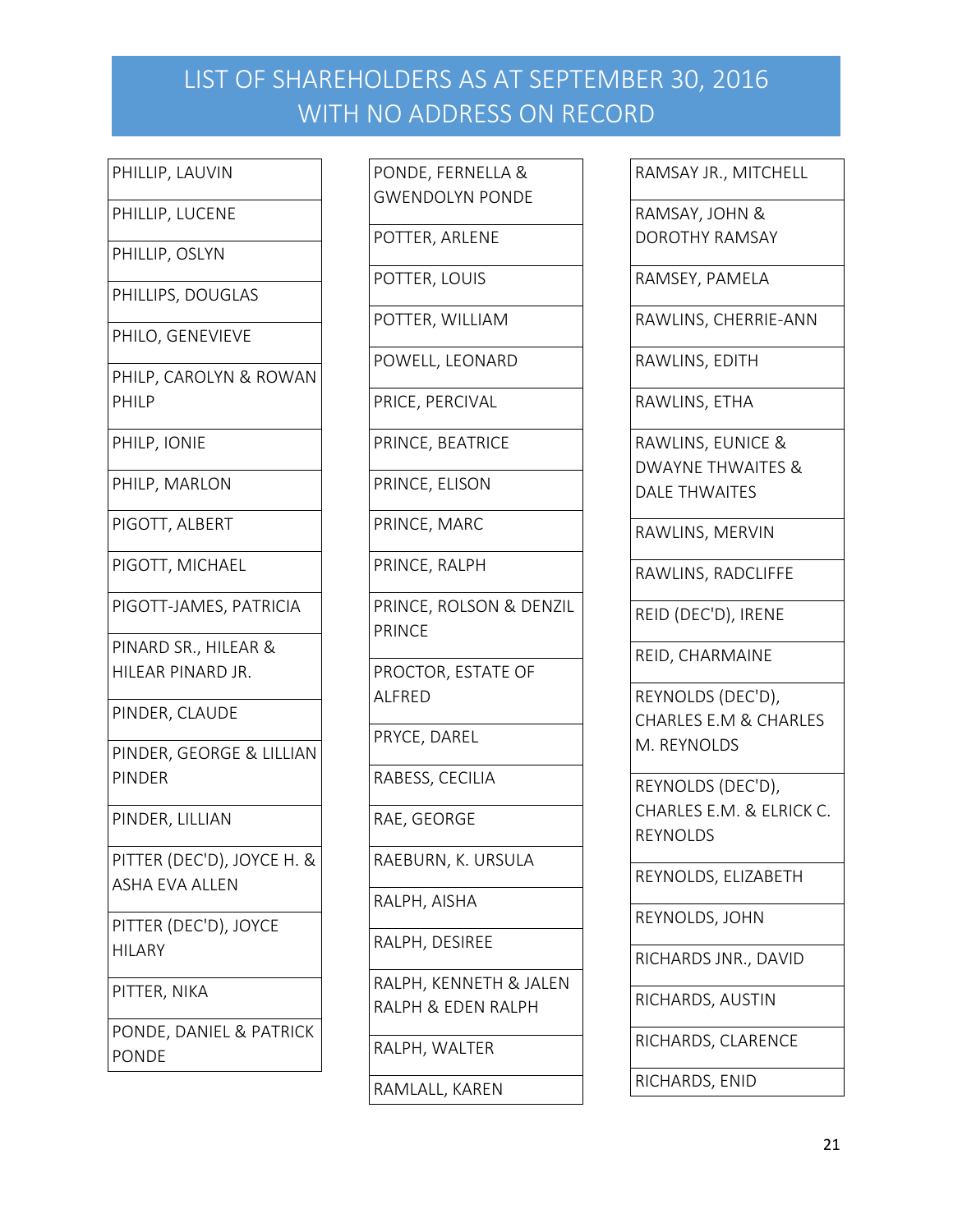# LIST OF SHAREHOLDERS AS AT SEPTEMBER 30, 2016 WITH NO ADDRESS ON RECORD

| |
|---|
| PHILLIP, LAUVIN |
| PHILLIP, LUCENE |
| PHILLIP, OSLYN |
| PHILLIPS, DOUGLAS |
| PHILO, GENEVIEVE |
| PHILP, CAROLYN & ROWAN PHILP |
| PHILP, IONIE |
| PHILP, MARLON |
| PIGOTT, ALBERT |
| PIGOTT, MICHAEL |
| PIGOTT-JAMES, PATRICIA |
| PINARD SR., HILEAR & HILEAR PINARD JR. |
| PINDER, CLAUDE |
| PINDER, GEORGE & LILLIAN PINDER |
| PINDER, LILLIAN |
| PITTER (DEC'D), JOYCE H. & ASHA EVA ALLEN |
| PITTER (DEC'D), JOYCE HILARY |
| PITTER, NIKA |
| PONDE, DANIEL & PATRICK PONDE |
| PONDE, FERNELLA & GWENDOLYN PONDE |
| POTTER, ARLENE |
| POTTER, LOUIS |
| POTTER, WILLIAM |
| POWELL, LEONARD |
| PRICE, PERCIVAL |
| PRINCE, BEATRICE |
| PRINCE, ELISON |
| PRINCE, MARC |
| PRINCE, RALPH |
| PRINCE, ROLSON & DENZIL PRINCE |
| PROCTOR, ESTATE OF ALFRED |
| PRYCE, DAREL |
| RABESS, CECILIA |
| RAE, GEORGE |
| RAEBURN, K. URSULA |
| RALPH, AISHA |
| RALPH, DESIREE |
| RALPH, KENNETH & JALEN RALPH & EDEN RALPH |
| RALPH, WALTER |
| RAMLALL, KAREN |
| RAMSAY JR., MITCHELL |
| RAMSAY, JOHN & DOROTHY RAMSAY |
| RAMSEY, PAMELA |
| RAWLINS, CHERRIE-ANN |
| RAWLINS, EDITH |
| RAWLINS, ETHA |
| RAWLINS, EUNICE & DWAYNE THWAITES & DALE THWAITES |
| RAWLINS, MERVIN |
| RAWLINS, RADCLIFFE |
| REID (DEC'D), IRENE |
| REID, CHARMAINE |
| REYNOLDS (DEC'D), CHARLES E.M & CHARLES M. REYNOLDS |
| REYNOLDS (DEC'D), CHARLES E.M. & ELRICK C. REYNOLDS |
| REYNOLDS, ELIZABETH |
| REYNOLDS, JOHN |
| RICHARDS JNR., DAVID |
| RICHARDS, AUSTIN |
| RICHARDS, CLARENCE |
| RICHARDS, ENID |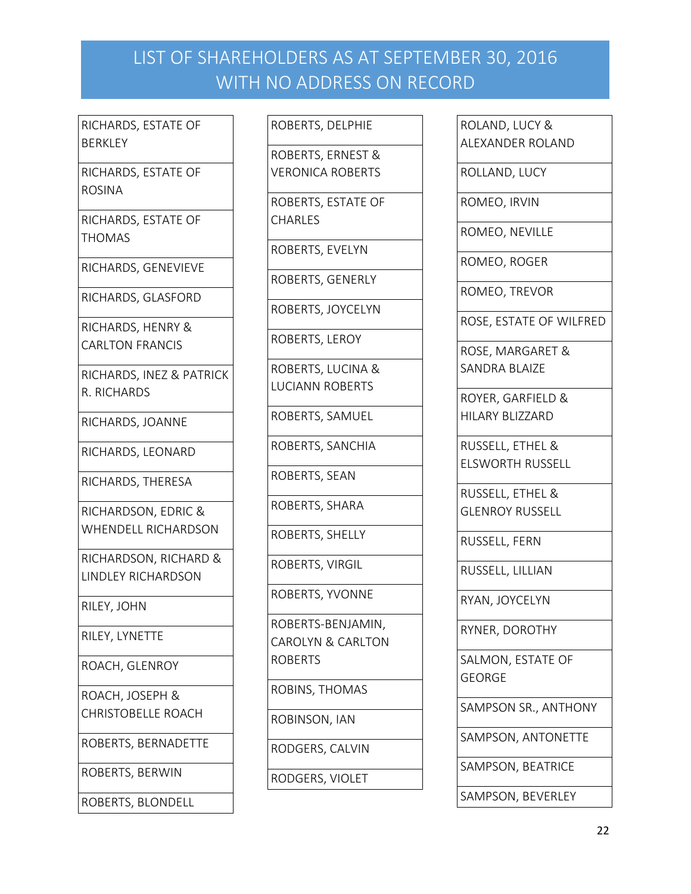# LIST OF SHAREHOLDERS AS AT SEPTEMBER 30, 2016 WITH NO ADDRESS ON RECORD

| |
|---|
| RICHARDS, ESTATE OF BERKLEY |
| RICHARDS, ESTATE OF ROSINA |
| RICHARDS, ESTATE OF THOMAS |
| RICHARDS, GENEVIEVE |
| RICHARDS, GLASFORD |
| RICHARDS, HENRY & CARLTON FRANCIS |
| RICHARDS, INEZ & PATRICK R. RICHARDS |
| RICHARDS, JOANNE |
| RICHARDS, LEONARD |
| RICHARDS, THERESA |
| RICHARDSON, EDRIC & WHENDELL RICHARDSON |
| RICHARDSON, RICHARD & LINDLEY RICHARDSON |
| RILEY, JOHN |
| RILEY, LYNETTE |
| ROACH, GLENROY |
| ROACH, JOSEPH & CHRISTOBELLE ROACH |
| ROBERTS, BERNADETTE |
| ROBERTS, BERWIN |
| ROBERTS, BLONDELL |
| ROBERTS, DELPHIE |
| ROBERTS, ERNEST & VERONICA ROBERTS |
| ROBERTS, ESTATE OF CHARLES |
| ROBERTS, EVELYN |
| ROBERTS, GENERLY |
| ROBERTS, JOYCELYN |
| ROBERTS, LEROY |
| ROBERTS, LUCINA & LUCIANN ROBERTS |
| ROBERTS, SAMUEL |
| ROBERTS, SANCHIA |
| ROBERTS, SEAN |
| ROBERTS, SHARA |
| ROBERTS, SHELLY |
| ROBERTS, VIRGIL |
| ROBERTS, YVONNE |
| ROBERTS-BENJAMIN, CAROLYN & CARLTON ROBERTS |
| ROBINS, THOMAS |
| ROBINSON, IAN |
| RODGERS, CALVIN |
| RODGERS, VIOLET |
| ROLAND, LUCY & ALEXANDER ROLAND |
| ROLLAND, LUCY |
| ROMEO, IRVIN |
| ROMEO, NEVILLE |
| ROMEO, ROGER |
| ROMEO, TREVOR |
| ROSE, ESTATE OF WILFRED |
| ROSE, MARGARET & SANDRA BLAIZE |
| ROYER, GARFIELD & HILARY BLIZZARD |
| RUSSELL, ETHEL & ELSWORTH RUSSELL |
| RUSSELL, ETHEL & GLENROY RUSSELL |
| RUSSELL, FERN |
| RUSSELL, LILLIAN |
| RYAN, JOYCELYN |
| RYNER, DOROTHY |
| SALMON, ESTATE OF GEORGE |
| SAMPSON SR., ANTHONY |
| SAMPSON, ANTONETTE |
| SAMPSON, BEATRICE |
| SAMPSON, BEVERLEY |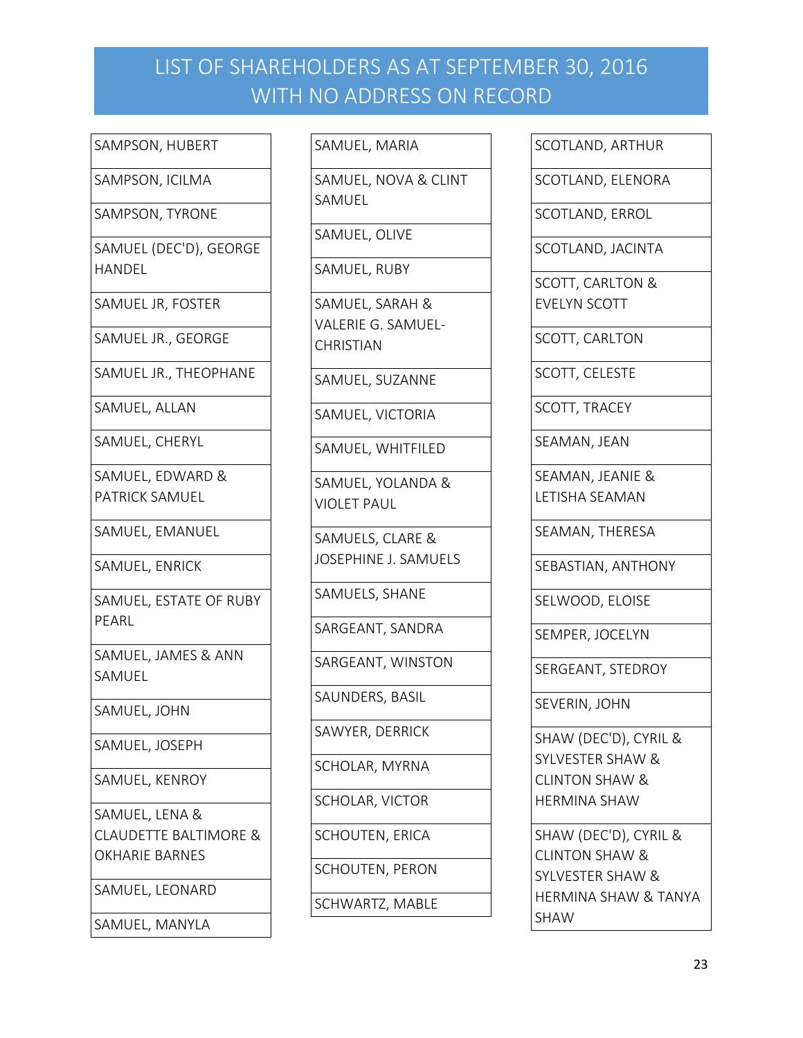# LIST OF SHAREHOLDERS AS AT SEPTEMBER 30, 2016 WITH NO ADDRESS ON RECORD

| |
|---|
| SAMPSON, HUBERT |
| SAMPSON, ICILMA |
| SAMPSON, TYRONE |
| SAMUEL (DEC'D), GEORGE HANDEL |
| SAMUEL JR, FOSTER |
| SAMUEL JR., GEORGE |
| SAMUEL JR., THEOPHANE |
| SAMUEL, ALLAN |
| SAMUEL, CHERYL |
| SAMUEL, EDWARD & PATRICK SAMUEL |
| SAMUEL, EMANUEL |
| SAMUEL, ENRICK |
| SAMUEL, ESTATE OF RUBY PEARL |
| SAMUEL, JAMES & ANN SAMUEL |
| SAMUEL, JOHN |
| SAMUEL, JOSEPH |
| SAMUEL, KENROY |
| SAMUEL, LENA & CLAUDETTE BALTIMORE & OKHARIE BARNES |
| SAMUEL, LEONARD |
| SAMUEL, MANYLA |
| SAMUEL, MARIA |
| SAMUEL, NOVA & CLINT SAMUEL |
| SAMUEL, OLIVE |
| SAMUEL, RUBY |
| SAMUEL, SARAH & VALERIE G. SAMUEL-CHRISTIAN |
| SAMUEL, SUZANNE |
| SAMUEL, VICTORIA |
| SAMUEL, WHITFILED |
| SAMUEL, YOLANDA & VIOLET PAUL |
| SAMUELS, CLARE & JOSEPHINE J. SAMUELS |
| SAMUELS, SHANE |
| SARGEANT, SANDRA |
| SARGEANT, WINSTON |
| SAUNDERS, BASIL |
| SAWYER, DERRICK |
| SCHOLAR, MYRNA |
| SCHOLAR, VICTOR |
| SCHOUTEN, ERICA |
| SCHOUTEN, PERON |
| SCHWARTZ, MABLE |
| SCOTLAND, ARTHUR |
| SCOTLAND, ELENORA |
| SCOTLAND, ERROL |
| SCOTLAND, JACINTA |
| SCOTT, CARLTON & EVELYN SCOTT |
| SCOTT, CARLTON |
| SCOTT, CELESTE |
| SCOTT, TRACEY |
| SEAMAN, JEAN |
| SEAMAN, JEANIE & LETISHA SEAMAN |
| SEAMAN, THERESA |
| SEBASTIAN, ANTHONY |
| SELWOOD, ELOISE |
| SEMPER, JOCELYN |
| SERGEANT, STEDROY |
| SEVERIN, JOHN |
| SHAW (DEC'D), CYRIL & SYLVESTER SHAW & CLINTON SHAW & HERMINA SHAW |
| SHAW (DEC'D), CYRIL & CLINTON SHAW & SYLVESTER SHAW & HERMINA SHAW & TANYA SHAW |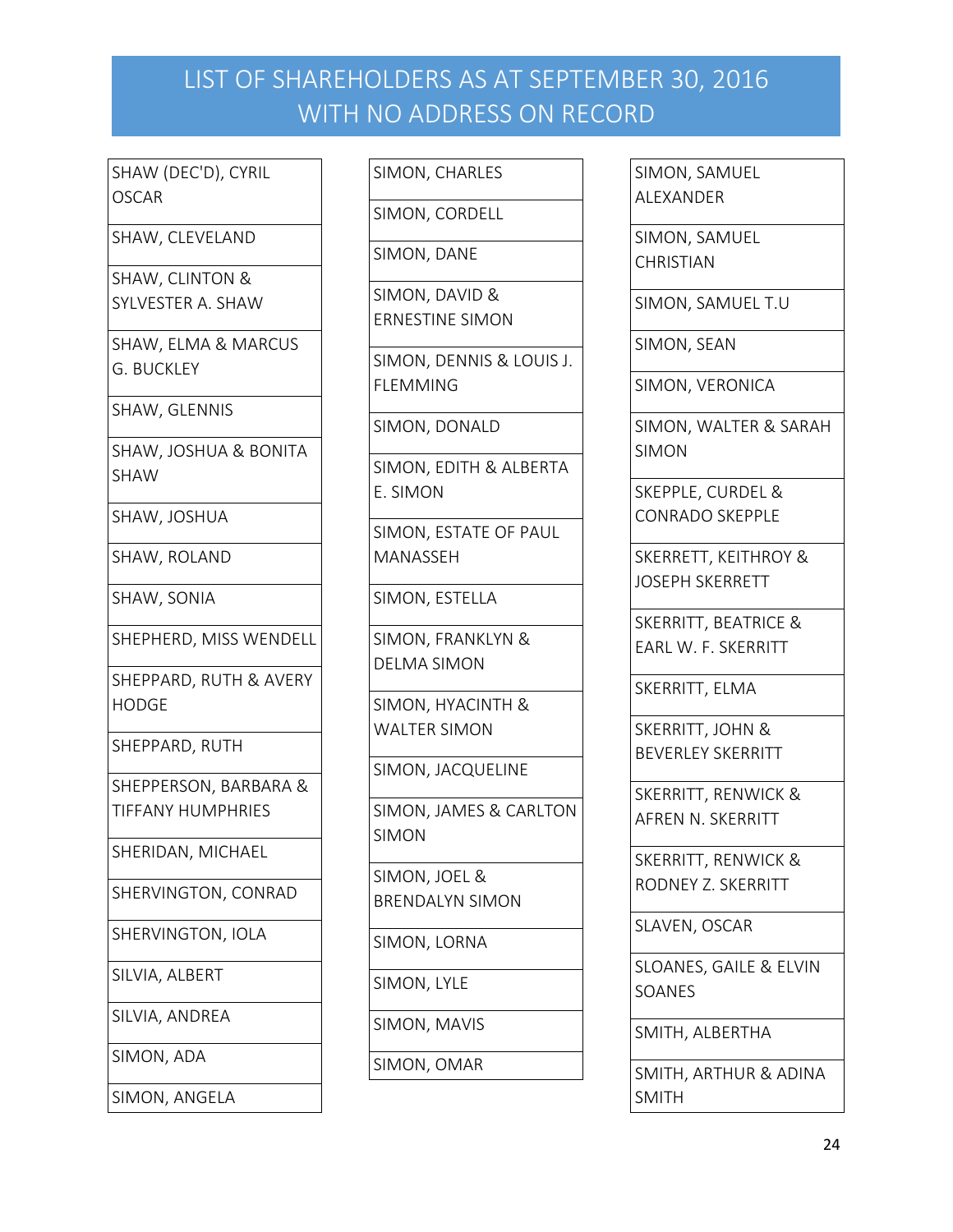# LIST OF SHAREHOLDERS AS AT SEPTEMBER 30, 2016 WITH NO ADDRESS ON RECORD

| |
|---|
| SHAW (DEC'D), CYRIL OSCAR |
| SHAW, CLEVELAND |
| SHAW, CLINTON & SYLVESTER A. SHAW |
| SHAW, ELMA & MARCUS G. BUCKLEY |
| SHAW, GLENNIS |
| SHAW, JOSHUA & BONITA SHAW |
| SHAW, JOSHUA |
| SHAW, ROLAND |
| SHAW, SONIA |
| SHEPHERD, MISS WENDELL |
| SHEPPARD, RUTH & AVERY HODGE |
| SHEPPARD, RUTH |
| SHEPPERSON, BARBARA & TIFFANY HUMPHRIES |
| SHERIDAN, MICHAEL |
| SHERVINGTON, CONRAD |
| SHERVINGTON, IOLA |
| SILVIA, ALBERT |
| SILVIA, ANDREA |
| SIMON, ADA |
| SIMON, ANGELA |
| SIMON, CHARLES |
| SIMON, CORDELL |
| SIMON, DANE |
| SIMON, DAVID & ERNESTINE SIMON |
| SIMON, DENNIS & LOUIS J. FLEMMING |
| SIMON, DONALD |
| SIMON, EDITH & ALBERTA E. SIMON |
| SIMON, ESTATE OF PAUL MANASSEH |
| SIMON, ESTELLA |
| SIMON, FRANKLYN & DELMA SIMON |
| SIMON, HYACINTH & WALTER SIMON |
| SIMON, JACQUELINE |
| SIMON, JAMES & CARLTON SIMON |
| SIMON, JOEL & BRENDALYN SIMON |
| SIMON, LORNA |
| SIMON, LYLE |
| SIMON, MAVIS |
| SIMON, OMAR |
| SIMON, SAMUEL ALEXANDER |
| SIMON, SAMUEL CHRISTIAN |
| SIMON, SAMUEL T.U |
| SIMON, SEAN |
| SIMON, VERONICA |
| SIMON, WALTER & SARAH SIMON |
| SKEPPLE, CURDEL & CONRADO SKEPPLE |
| SKERRETT, KEITHROY & JOSEPH SKERRETT |
| SKERRITT, BEATRICE & EARL W. F. SKERRITT |
| SKERRITT, ELMA |
| SKERRITT, JOHN & BEVERLEY SKERRITT |
| SKERRITT, RENWICK & AFREN N. SKERRITT |
| SKERRITT, RENWICK & RODNEY Z. SKERRITT |
| SLAVEN, OSCAR |
| SLOANES, GAILE & ELVIN SOANES |
| SMITH, ALBERTHA |
| SMITH, ARTHUR & ADINA SMITH |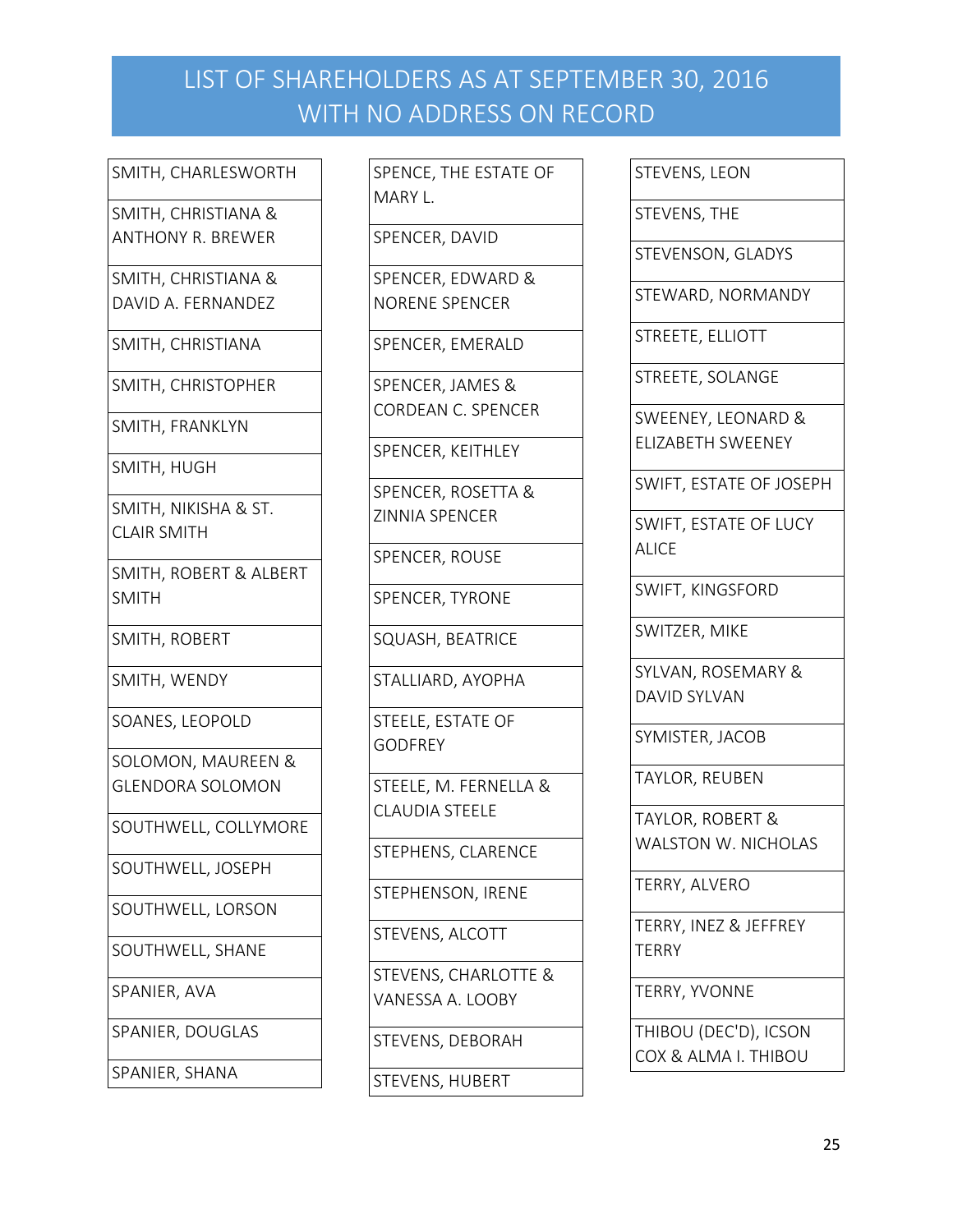# LIST OF SHAREHOLDERS AS AT SEPTEMBER 30, 2016 WITH NO ADDRESS ON RECORD

- SMITH, CHARLESWORTH
- SMITH, CHRISTIANA & ANTHONY R. BREWER
- SMITH, CHRISTIANA & DAVID A. FERNANDEZ
- SMITH, CHRISTIANA
- SMITH, CHRISTOPHER
- SMITH, FRANKLYN
- SMITH, HUGH
- SMITH, NIKISHA & ST. CLAIR SMITH
- SMITH, ROBERT & ALBERT SMITH
- SMITH, ROBERT
- SMITH, WENDY
- SOANES, LEOPOLD
- SOLOMON, MAUREEN & GLENDORA SOLOMON
- SOUTHWELL, COLLYMORE
- SOUTHWELL, JOSEPH
- SOUTHWELL, LORSON
- SOUTHWELL, SHANE
- SPANIER, AVA
- SPANIER, DOUGLAS
- SPANIER, SHANA
- SPENCE, THE ESTATE OF MARY L.
- SPENCER, DAVID
- SPENCER, EDWARD & NORENE SPENCER
- SPENCER, EMERALD
- SPENCER, JAMES & CORDEAN C. SPENCER
- SPENCER, KEITHLEY
- SPENCER, ROSETTA & ZINNIA SPENCER
- SPENCER, ROUSE
- SPENCER, TYRONE
- SQUASH, BEATRICE
- STALLIARD, AYOPHA
- STEELE, ESTATE OF GODFREY
- STEELE, M. FERNELLA & CLAUDIA STEELE
- STEPHENS, CLARENCE
- STEPHENSON, IRENE
- STEVENS, ALCOTT
- STEVENS, CHARLOTTE & VANESSA A. LOOBY
- STEVENS, DEBORAH
- STEVENS, HUBERT
- STEVENS, LEON
- STEVENS, THE
- STEVENSON, GLADYS
- STEWARD, NORMANDY
- STREETE, ELLIOTT
- STREETE, SOLANGE
- SWEENEY, LEONARD & ELIZABETH SWEENEY
- SWIFT, ESTATE OF JOSEPH
- SWIFT, ESTATE OF LUCY ALICE
- SWIFT, KINGSFORD
- SWITZER, MIKE
- SYLVAN, ROSEMARY & DAVID SYLVAN
- SYMISTER, JACOB
- TAYLOR, REUBEN
- TAYLOR, ROBERT & WALSTON W. NICHOLAS
- TERRY, ALVERO
- TERRY, INEZ & JEFFREY TERRY
- TERRY, YVONNE
- THIBOU (DEC'D), ICSON COX & ALMA I. THIBOU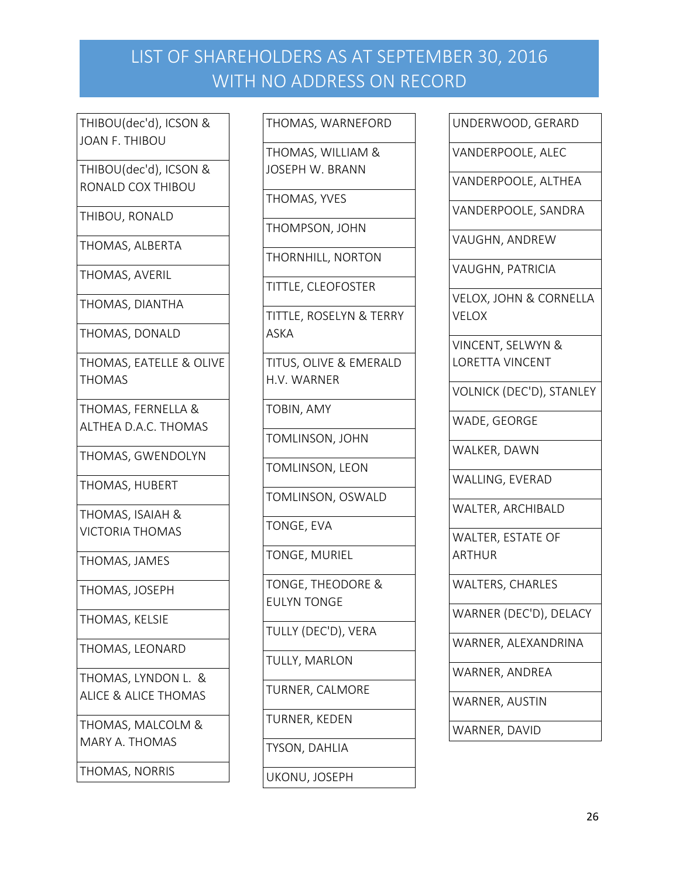# LIST OF SHAREHOLDERS AS AT SEPTEMBER 30, 2016 WITH NO ADDRESS ON RECORD

| |
|---|
| THIBOU(dec'd), ICSON & JOAN F. THIBOU |
| THIBOU(dec'd), ICSON & RONALD COX THIBOU |
| THIBOU, RONALD |
| THOMAS, ALBERTA |
| THOMAS, AVERIL |
| THOMAS, DIANTHA |
| THOMAS, DONALD |
| THOMAS, EATELLE & OLIVE THOMAS |
| THOMAS, FERNELLA & ALTHEA D.A.C. THOMAS |
| THOMAS, GWENDOLYN |
| THOMAS, HUBERT |
| THOMAS, ISAIAH & VICTORIA THOMAS |
| THOMAS, JAMES |
| THOMAS, JOSEPH |
| THOMAS, KELSIE |
| THOMAS, LEONARD |
| THOMAS, LYNDON L. & ALICE & ALICE THOMAS |
| THOMAS, MALCOLM & MARY A. THOMAS |
| THOMAS, NORRIS |

| |
|---|
| THOMAS, WARNEFORD |
| THOMAS, WILLIAM & JOSEPH W. BRANN |
| THOMAS, YVES |
| THOMPSON, JOHN |
| THORNHILL, NORTON |
| TITTLE, CLEOFOSTER |
| TITTLE, ROSELYN & TERRY ASKA |
| TITUS, OLIVE & EMERALD H.V. WARNER |
| TOBIN, AMY |
| TOMLINSON, JOHN |
| TOMLINSON, LEON |
| TOMLINSON, OSWALD |
| TONGE, EVA |
| TONGE, MURIEL |
| TONGE, THEODORE & EULYN TONGE |
| TULLY (DEC'D), VERA |
| TULLY, MARLON |
| TURNER, CALMORE |
| TURNER, KEDEN |
| TYSON, DAHLIA |
| UKONU, JOSEPH |

| |
|---|
| UNDERWOOD, GERARD |
| VANDERPOOLE, ALEC |
| VANDERPOOLE, ALTHEA |
| VANDERPOOLE, SANDRA |
| VAUGHN, ANDREW |
| VAUGHN, PATRICIA |
| VELOX, JOHN & CORNELLA VELOX |
| VINCENT, SELWYN & LORETTA VINCENT |
| VOLNICK (DEC'D), STANLEY |
| WADE, GEORGE |
| WALKER, DAWN |
| WALLING, EVERAD |
| WALTER, ARCHIBALD |
| WALTER, ESTATE OF ARTHUR |
| WALTERS, CHARLES |
| WARNER (DEC'D), DELACY |
| WARNER, ALEXANDRINA |
| WARNER, ANDREA |
| WARNER, AUSTIN |
| WARNER, DAVID |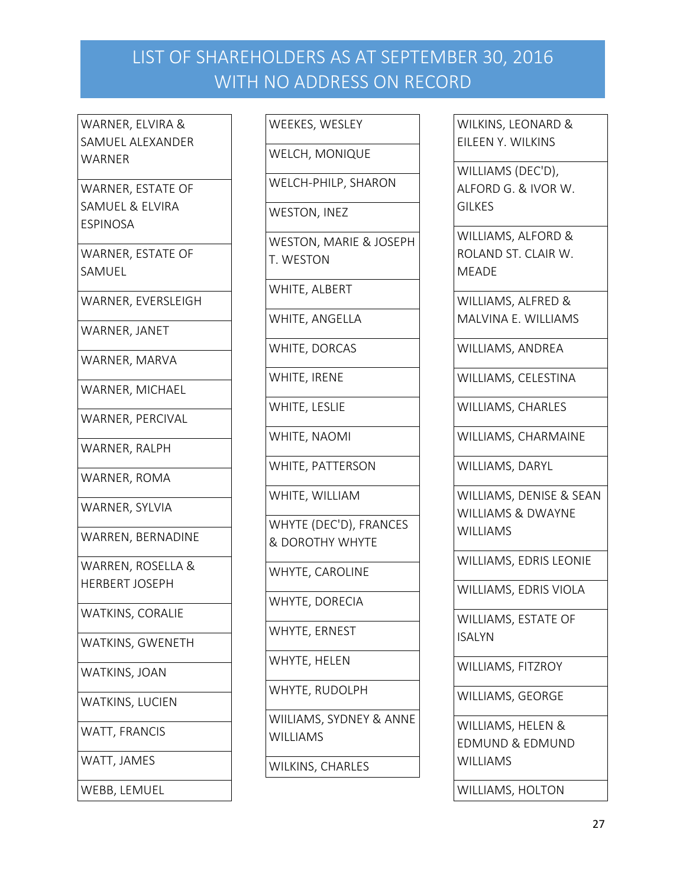# LIST OF SHAREHOLDERS AS AT SEPTEMBER 30, 2016 WITH NO ADDRESS ON RECORD

| |
|---|
| WARNER, ELVIRA & SAMUEL ALEXANDER WARNER |
| WARNER, ESTATE OF SAMUEL & ELVIRA ESPINOSA |
| WARNER, ESTATE OF SAMUEL |
| WARNER, EVERSLEIGH |
| WARNER, JANET |
| WARNER, MARVA |
| WARNER, MICHAEL |
| WARNER, PERCIVAL |
| WARNER, RALPH |
| WARNER, ROMA |
| WARNER, SYLVIA |
| WARREN, BERNADINE |
| WARREN, ROSELLA & HERBERT JOSEPH |
| WATKINS, CORALIE |
| WATKINS, GWENETH |
| WATKINS, JOAN |
| WATKINS, LUCIEN |
| WATT, FRANCIS |
| WATT, JAMES |
| WEBB, LEMUEL |
| WEEKES, WESLEY |
| WELCH, MONIQUE |
| WELCH-PHILP, SHARON |
| WESTON, INEZ |
| WESTON, MARIE & JOSEPH T. WESTON |
| WHITE, ALBERT |
| WHITE, ANGELLA |
| WHITE, DORCAS |
| WHITE, IRENE |
| WHITE, LESLIE |
| WHITE, NAOMI |
| WHITE, PATTERSON |
| WHITE, WILLIAM |
| WHYTE (DEC'D), FRANCES & DOROTHY WHYTE |
| WHYTE, CAROLINE |
| WHYTE, DORECIA |
| WHYTE, ERNEST |
| WHYTE, HELEN |
| WHYTE, RUDOLPH |
| WIILIAMS, SYDNEY & ANNE WILLIAMS |
| WILKINS, CHARLES |
| WILKINS, LEONARD & EILEEN Y. WILKINS |
| WILLIAMS (DEC'D), ALFORD G. & IVOR W. GILKES |
| WILLIAMS, ALFORD & ROLAND ST. CLAIR W. MEADE |
| WILLIAMS, ALFRED & MALVINA E. WILLIAMS |
| WILLIAMS, ANDREA |
| WILLIAMS, CELESTINA |
| WILLIAMS, CHARLES |
| WILLIAMS, CHARMAINE |
| WILLIAMS, DARYL |
| WILLIAMS, DENISE & SEAN WILLIAMS & DWAYNE WILLIAMS |
| WILLIAMS, EDRIS LEONIE |
| WILLIAMS, EDRIS VIOLA |
| WILLIAMS, ESTATE OF ISALYN |
| WILLIAMS, FITZROY |
| WILLIAMS, GEORGE |
| WILLIAMS, HELEN & EDMUND & EDMUND WILLIAMS |
| WILLIAMS, HOLTON |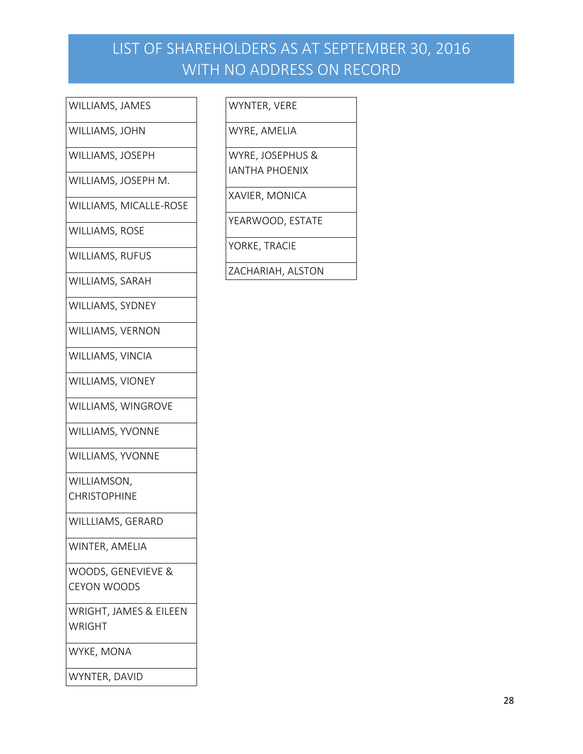# LIST OF SHAREHOLDERS AS AT SEPTEMBER 30, 2016 WITH NO ADDRESS ON RECORD

| |
|---|
| WILLIAMS, JAMES |
| WILLIAMS, JOHN |
| WILLIAMS, JOSEPH |
| WILLIAMS, JOSEPH M. |
| WILLIAMS, MICALLE-ROSE |
| WILLIAMS, ROSE |
| WILLIAMS, RUFUS |
| WILLIAMS, SARAH |
| WILLIAMS, SYDNEY |
| WILLIAMS, VERNON |
| WILLIAMS, VINCIA |
| WILLIAMS, VIONEY |
| WILLIAMS, WINGROVE |
| WILLIAMS, YVONNE |
| WILLIAMS, YVONNE |
| WILLIAMSON, CHRISTOPHINE |
| WILLLIAMS, GERARD |
| WINTER, AMELIA |
| WOODS, GENEVIEVE & CEYON WOODS |
| WRIGHT, JAMES & EILEEN WRIGHT |
| WYKE, MONA |
| WYNTER, DAVID |
| WYNTER, VERE |
| WYRE, AMELIA |
| WYRE, JOSEPHUS & IANTHA PHOENIX |
| XAVIER, MONICA |
| YEARWOOD, ESTATE |
| YORKE, TRACIE |
| ZACHARIAH, ALSTON |